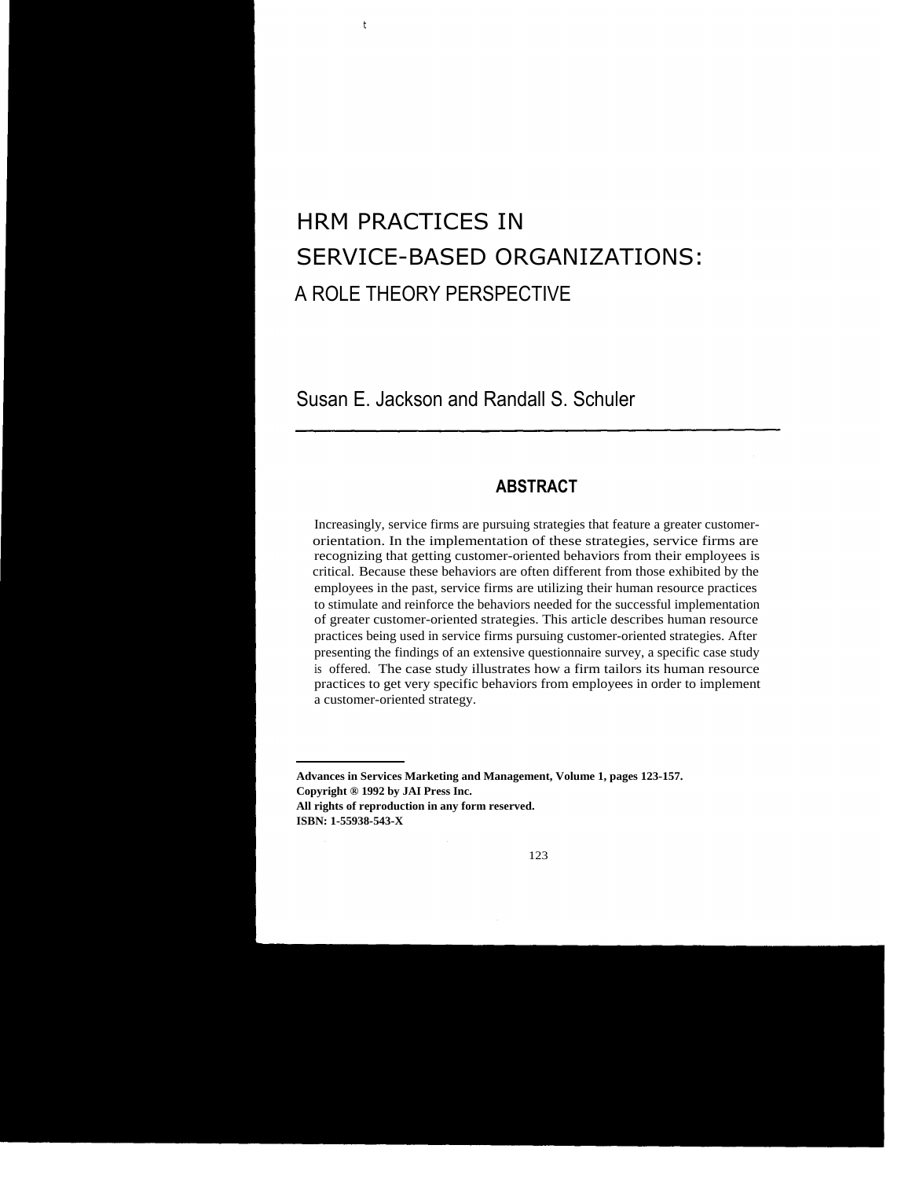# HRM PRACTICES IN SERVICE-BASED ORGANIZATIONS: A ROLE THEORY PERSPECTIVE

Susan E. Jackson and Randall S. Schuler

## ABSTRACT

Increasingly, service firms are pursuing strategies that feature a greater customer-orientation. In the implementation of these strategies, service firms are recognizing that getting customer-oriented behaviors from their employees is critical. Because these behaviors are often different from those exhibited by the employees in the past, service firms are utilizing their human resource practices to stimulate and reinforce the behaviors needed for the successful implementation of greater customer-oriented strategies. This article describes human resource practices being used in service firms pursuing customer-oriented strategies. After presenting the findings of an extensive questionnaire survey, a specific case study is offered. The case study illustrates how a firm tailors its human resource practices to get very specific behaviors from employees in order to implement a customer-oriented strategy.

---

**Advances in Services Marketing and Management, Volume 1, pages 123-157.**
**Copyright ® 1992 by JAI Press Inc.**
**All rights of reproduction in any form reserved.**
**ISBN: 1-55938-543-X**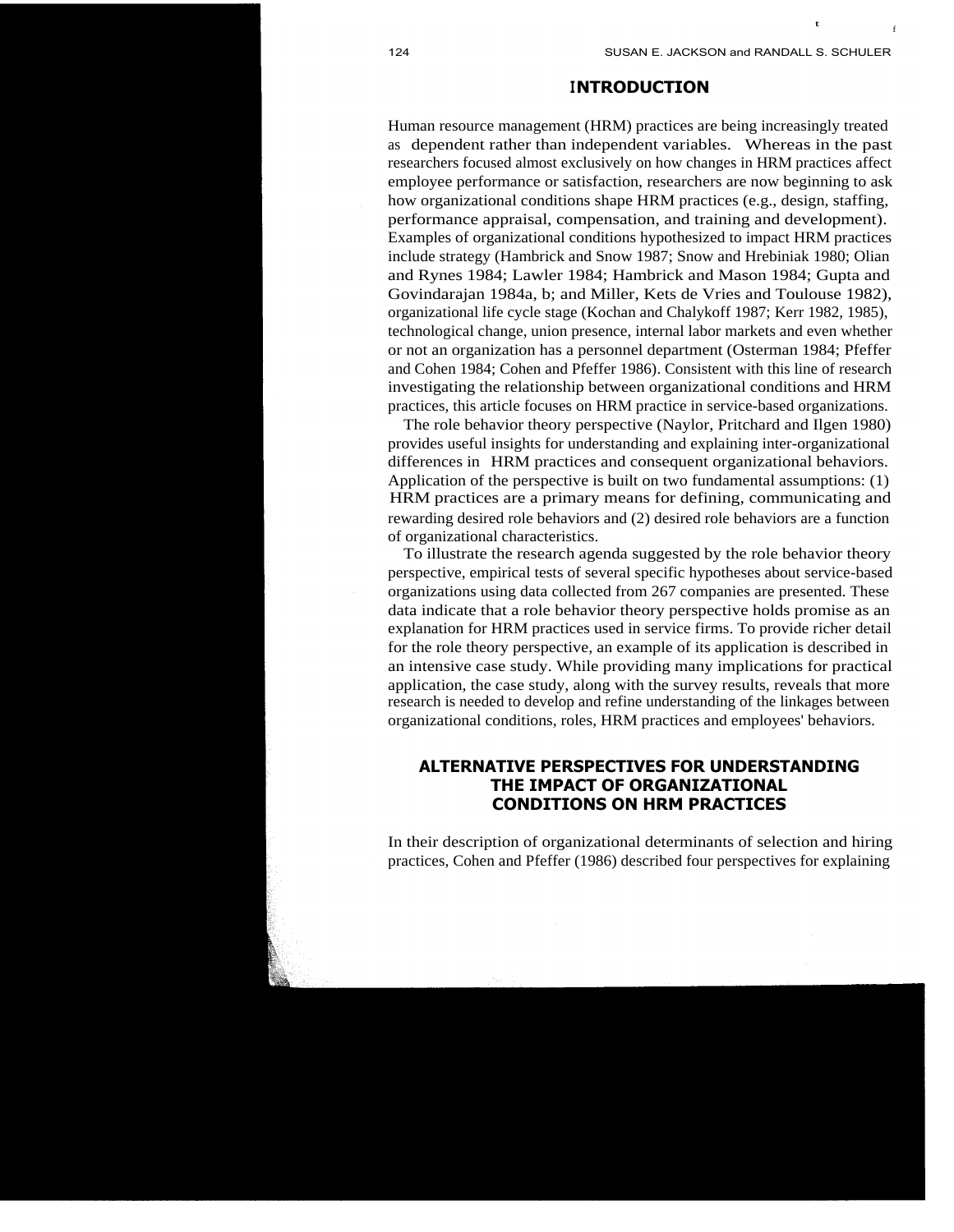## INTRODUCTION

Human resource management (HRM) practices are being increasingly treated as dependent rather than independent variables. Whereas in the past researchers focused almost exclusively on how changes in HRM practices affect employee performance or satisfaction, researchers are now beginning to ask how organizational conditions shape HRM practices (e.g., design, staffing, performance appraisal, compensation, and training and development). Examples of organizational conditions hypothesized to impact HRM practices include strategy (Hambrick and Snow 1987; Snow and Hrebiniak 1980; Olian and Rynes 1984; Lawler 1984; Hambrick and Mason 1984; Gupta and Govindarajan 1984a, b; and Miller, Kets de Vries and Toulouse 1982), organizational life cycle stage (Kochan and Chalykoff 1987; Kerr 1982, 1985), technological change, union presence, internal labor markets and even whether or not an organization has a personnel department (Osterman 1984; Pfeffer and Cohen 1984; Cohen and Pfeffer 1986). Consistent with this line of research investigating the relationship between organizational conditions and HRM practices, this article focuses on HRM practice in service-based organizations.

The role behavior theory perspective (Naylor, Pritchard and Ilgen 1980) provides useful insights for understanding and explaining inter-organizational differences in HRM practices and consequent organizational behaviors. Application of the perspective is built on two fundamental assumptions: (1) HRM practices are a primary means for defining, communicating and rewarding desired role behaviors and (2) desired role behaviors are a function of organizational characteristics.

To illustrate the research agenda suggested by the role behavior theory perspective, empirical tests of several specific hypotheses about service-based organizations using data collected from 267 companies are presented. These data indicate that a role behavior theory perspective holds promise as an explanation for HRM practices used in service firms. To provide richer detail for the role theory perspective, an example of its application is described in an intensive case study. While providing many implications for practical application, the case study, along with the survey results, reveals that more research is needed to develop and refine understanding of the linkages between organizational conditions, roles, HRM practices and employees' behaviors.

## ALTERNATIVE PERSPECTIVES FOR UNDERSTANDING THE IMPACT OF ORGANIZATIONAL CONDITIONS ON HRM PRACTICES

In their description of organizational determinants of selection and hiring practices, Cohen and Pfeffer (1986) described four perspectives for explaining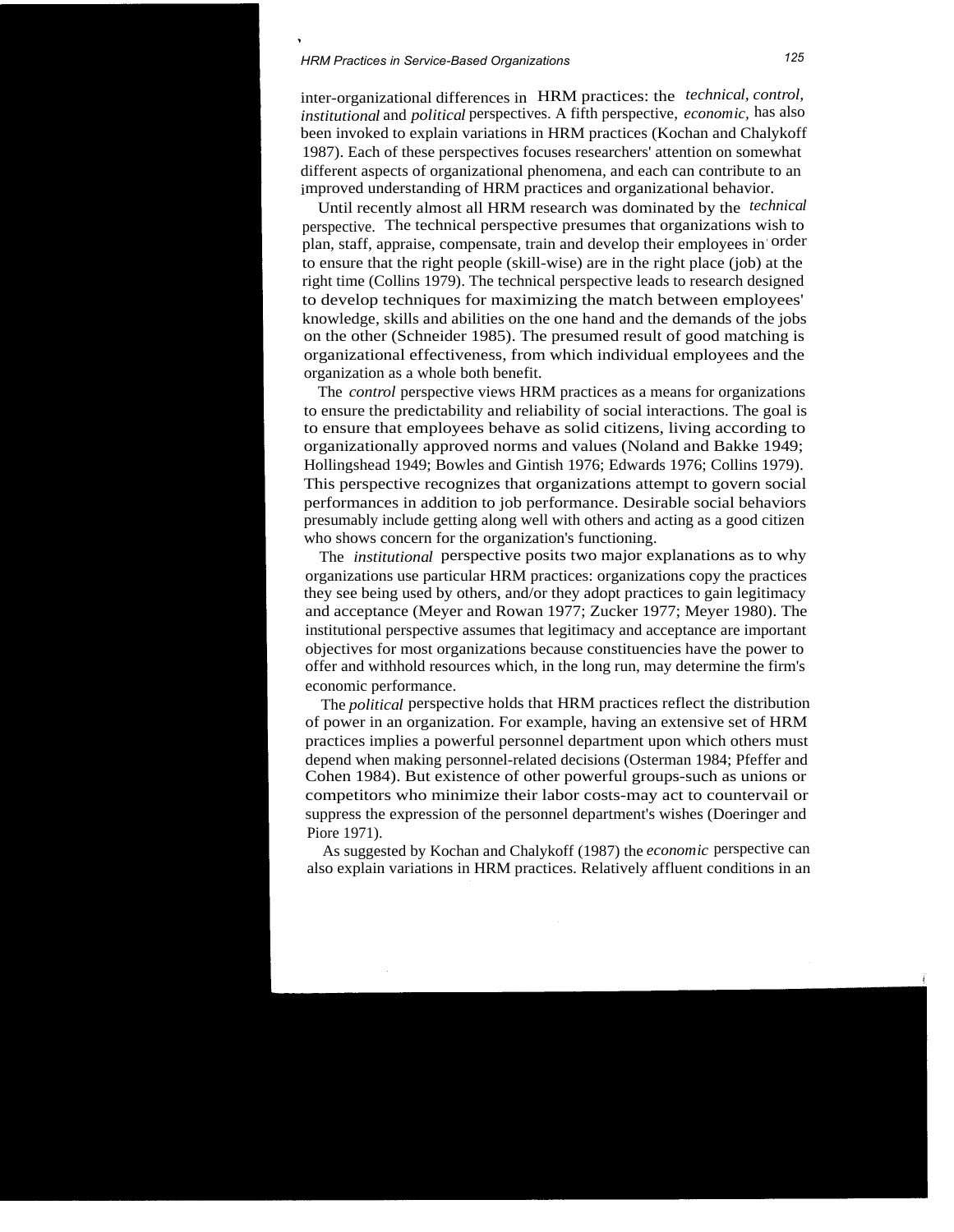inter-organizational differences in HRM practices: the *technical, control, institutional* and *political* perspectives. A fifth perspective, *economic,* has also been invoked to explain variations in HRM practices (Kochan and Chalykoff 1987). Each of these perspectives focuses researchers' attention on somewhat different aspects of organizational phenomena, and each can contribute to an improved understanding of HRM practices and organizational behavior.

Until recently almost all HRM research was dominated by the *technical* perspective. The technical perspective presumes that organizations wish to plan, staff, appraise, compensate, train and develop their employees in order to ensure that the right people (skill-wise) are in the right place (job) at the right time (Collins 1979). The technical perspective leads to research designed to develop techniques for maximizing the match between employees' knowledge, skills and abilities on the one hand and the demands of the jobs on the other (Schneider 1985). The presumed result of good matching is organizational effectiveness, from which individual employees and the organization as a whole both benefit.

The *control* perspective views HRM practices as a means for organizations to ensure the predictability and reliability of social interactions. The goal is to ensure that employees behave as solid citizens, living according to organizationally approved norms and values (Noland and Bakke 1949; Hollingshead 1949; Bowles and Gintish 1976; Edwards 1976; Collins 1979). This perspective recognizes that organizations attempt to govern social performances in addition to job performance. Desirable social behaviors presumably include getting along well with others and acting as a good citizen who shows concern for the organization's functioning.

The *institutional* perspective posits two major explanations as to why organizations use particular HRM practices: organizations copy the practices they see being used by others, and/or they adopt practices to gain legitimacy and acceptance (Meyer and Rowan 1977; Zucker 1977; Meyer 1980). The institutional perspective assumes that legitimacy and acceptance are important objectives for most organizations because constituencies have the power to offer and withhold resources which, in the long run, may determine the firm's economic performance.

The *political* perspective holds that HRM practices reflect the distribution of power in an organization. For example, having an extensive set of HRM practices implies a powerful personnel department upon which others must depend when making personnel-related decisions (Osterman 1984; Pfeffer and Cohen 1984). But existence of other powerful groups-such as unions or competitors who minimize their labor costs-may act to countervail or suppress the expression of the personnel department's wishes (Doeringer and Piore 1971).

As suggested by Kochan and Chalykoff (1987) the *economic* perspective can also explain variations in HRM practices. Relatively affluent conditions in an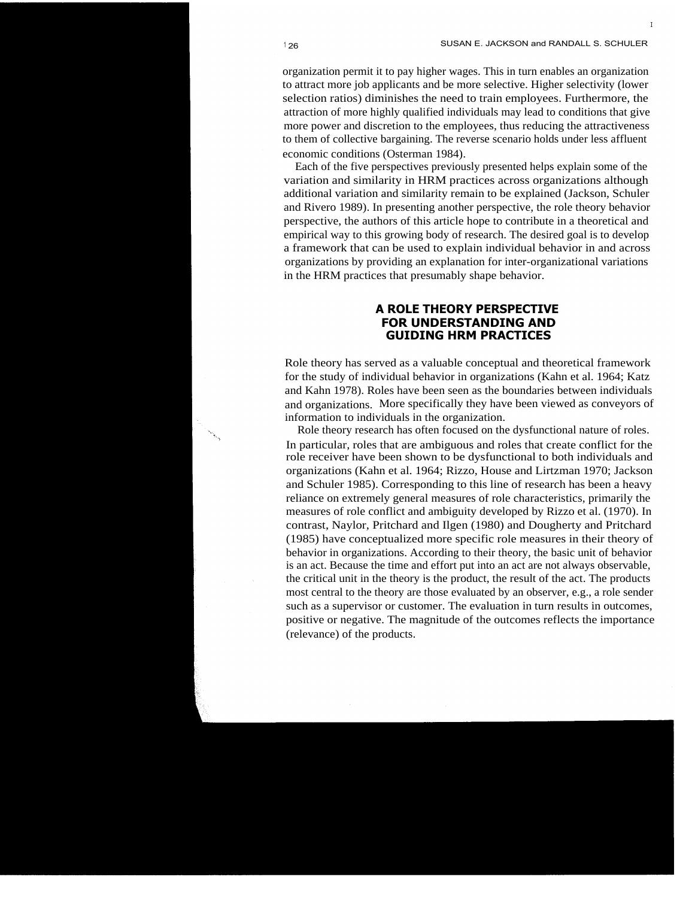organization permit it to pay higher wages. This in turn enables an organization to attract more job applicants and be more selective. Higher selectivity (lower selection ratios) diminishes the need to train employees. Furthermore, the attraction of more highly qualified individuals may lead to conditions that give more power and discretion to the employees, thus reducing the attractiveness to them of collective bargaining. The reverse scenario holds under less affluent economic conditions (Osterman 1984).

Each of the five perspectives previously presented helps explain some of the variation and similarity in HRM practices across organizations although additional variation and similarity remain to be explained (Jackson, Schuler and Rivero 1989). In presenting another perspective, the role theory behavior perspective, the authors of this article hope to contribute in a theoretical and empirical way to this growing body of research. The desired goal is to develop a framework that can be used to explain individual behavior in and across organizations by providing an explanation for inter-organizational variations in the HRM practices that presumably shape behavior.

## A ROLE THEORY PERSPECTIVE FOR UNDERSTANDING AND GUIDING HRM PRACTICES

Role theory has served as a valuable conceptual and theoretical framework for the study of individual behavior in organizations (Kahn et al. 1964; Katz and Kahn 1978). Roles have been seen as the boundaries between individuals and organizations. More specifically they have been viewed as conveyors of information to individuals in the organization.

Role theory research has often focused on the dysfunctional nature of roles. In particular, roles that are ambiguous and roles that create conflict for the role receiver have been shown to be dysfunctional to both individuals and organizations (Kahn et al. 1964; Rizzo, House and Lirtzman 1970; Jackson and Schuler 1985). Corresponding to this line of research has been a heavy reliance on extremely general measures of role characteristics, primarily the measures of role conflict and ambiguity developed by Rizzo et al. (1970). In contrast, Naylor, Pritchard and Ilgen (1980) and Dougherty and Pritchard (1985) have conceptualized more specific role measures in their theory of behavior in organizations. According to their theory, the basic unit of behavior is an act. Because the time and effort put into an act are not always observable, the critical unit in the theory is the product, the result of the act. The products most central to the theory are those evaluated by an observer, e.g., a role sender such as a supervisor or customer. The evaluation in turn results in outcomes, positive or negative. The magnitude of the outcomes reflects the importance (relevance) of the products.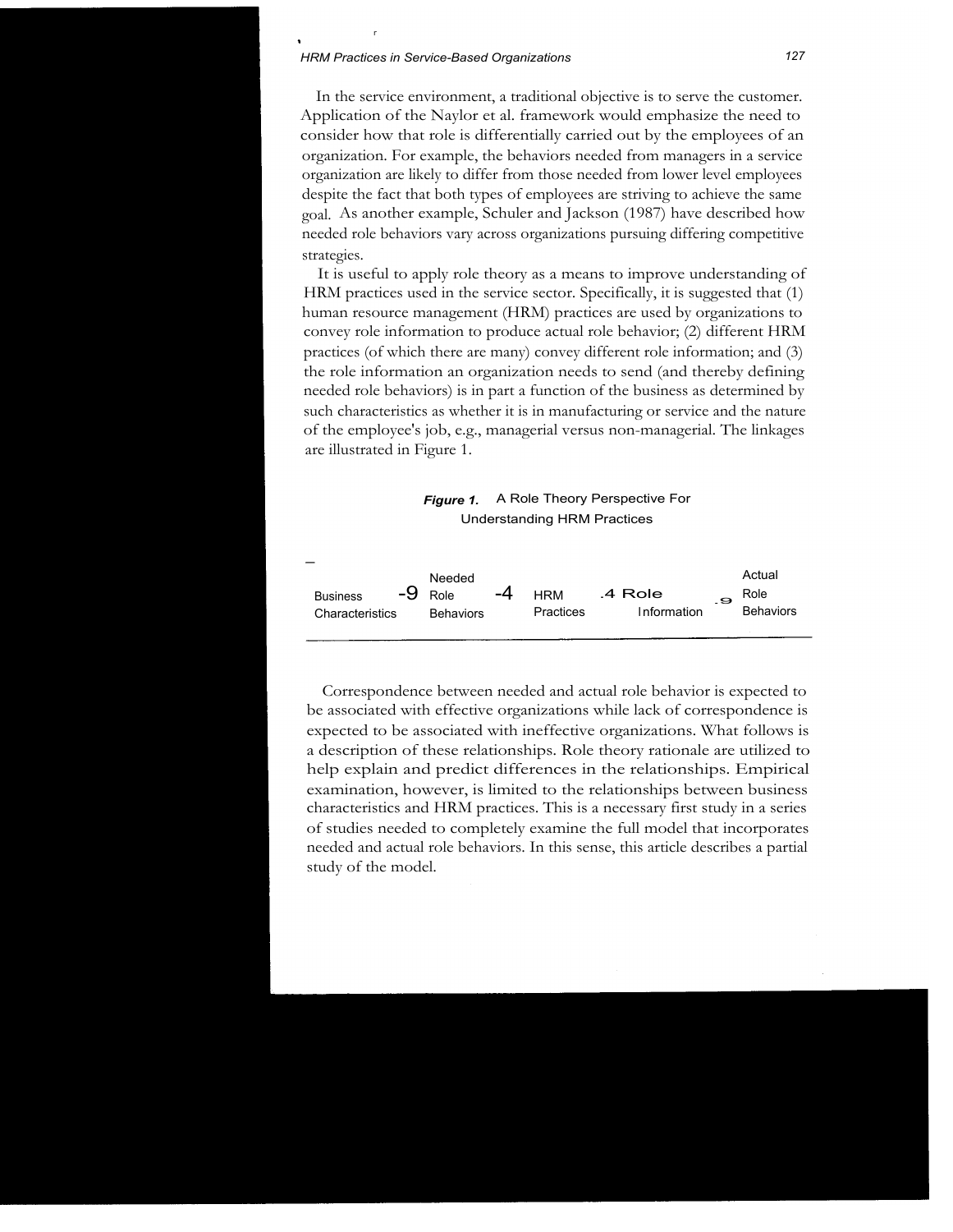In the service environment, a traditional objective is to serve the customer. Application of the Naylor et al. framework would emphasize the need to consider how that role is differentially carried out by the employees of an organization. For example, the behaviors needed from managers in a service organization are likely to differ from those needed from lower level employees despite the fact that both types of employees are striving to achieve the same goal. As another example, Schuler and Jackson (1987) have described how needed role behaviors vary across organizations pursuing differing competitive strategies.

It is useful to apply role theory as a means to improve understanding of HRM practices used in the service sector. Specifically, it is suggested that (1) human resource management (HRM) practices are used by organizations to convey role information to produce actual role behavior; (2) different HRM practices (of which there are many) convey different role information; and (3) the role information an organization needs to send (and thereby defining needed role behaviors) is in part a function of the business as determined by such characteristics as whether it is in manufacturing or service and the nature of the employee's job, e.g., managerial versus non-managerial. The linkages are illustrated in Figure 1.

***Figure 1.*** A Role Theory Perspective For Understanding HRM Practices

Business Characteristics → Needed Role Behaviors → HRM Practices → Role Information → Actual Role Behaviors

Correspondence between needed and actual role behavior is expected to be associated with effective organizations while lack of correspondence is expected to be associated with ineffective organizations. What follows is a description of these relationships. Role theory rationale are utilized to help explain and predict differences in the relationships. Empirical examination, however, is limited to the relationships between business characteristics and HRM practices. This is a necessary first study in a series of studies needed to completely examine the full model that incorporates needed and actual role behaviors. In this sense, this article describes a partial study of the model.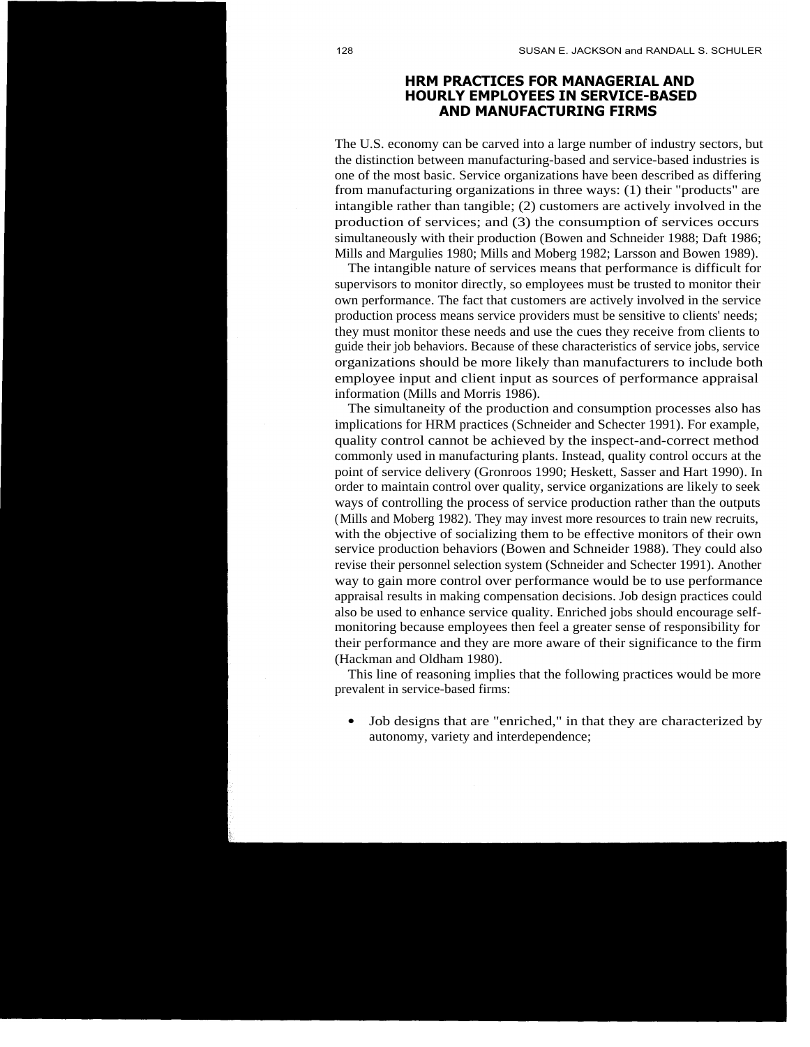## HRM PRACTICES FOR MANAGERIAL AND HOURLY EMPLOYEES IN SERVICE-BASED AND MANUFACTURING FIRMS

The U.S. economy can be carved into a large number of industry sectors, but the distinction between manufacturing-based and service-based industries is one of the most basic. Service organizations have been described as differing from manufacturing organizations in three ways: (1) their "products" are intangible rather than tangible; (2) customers are actively involved in the production of services; and (3) the consumption of services occurs simultaneously with their production (Bowen and Schneider 1988; Daft 1986; Mills and Margulies 1980; Mills and Moberg 1982; Larsson and Bowen 1989).

The intangible nature of services means that performance is difficult for supervisors to monitor directly, so employees must be trusted to monitor their own performance. The fact that customers are actively involved in the service production process means service providers must be sensitive to clients' needs; they must monitor these needs and use the cues they receive from clients to guide their job behaviors. Because of these characteristics of service jobs, service organizations should be more likely than manufacturers to include both employee input and client input as sources of performance appraisal information (Mills and Morris 1986).

The simultaneity of the production and consumption processes also has implications for HRM practices (Schneider and Schecter 1991). For example, quality control cannot be achieved by the inspect-and-correct method commonly used in manufacturing plants. Instead, quality control occurs at the point of service delivery (Gronroos 1990; Heskett, Sasser and Hart 1990). In order to maintain control over quality, service organizations are likely to seek ways of controlling the process of service production rather than the outputs (Mills and Moberg 1982). They may invest more resources to train new recruits, with the objective of socializing them to be effective monitors of their own service production behaviors (Bowen and Schneider 1988). They could also revise their personnel selection system (Schneider and Schecter 1991). Another way to gain more control over performance would be to use performance appraisal results in making compensation decisions. Job design practices could also be used to enhance service quality. Enriched jobs should encourage self-monitoring because employees then feel a greater sense of responsibility for their performance and they are more aware of their significance to the firm (Hackman and Oldham 1980).

This line of reasoning implies that the following practices would be more prevalent in service-based firms:

- Job designs that are "enriched," in that they are characterized by autonomy, variety and interdependence;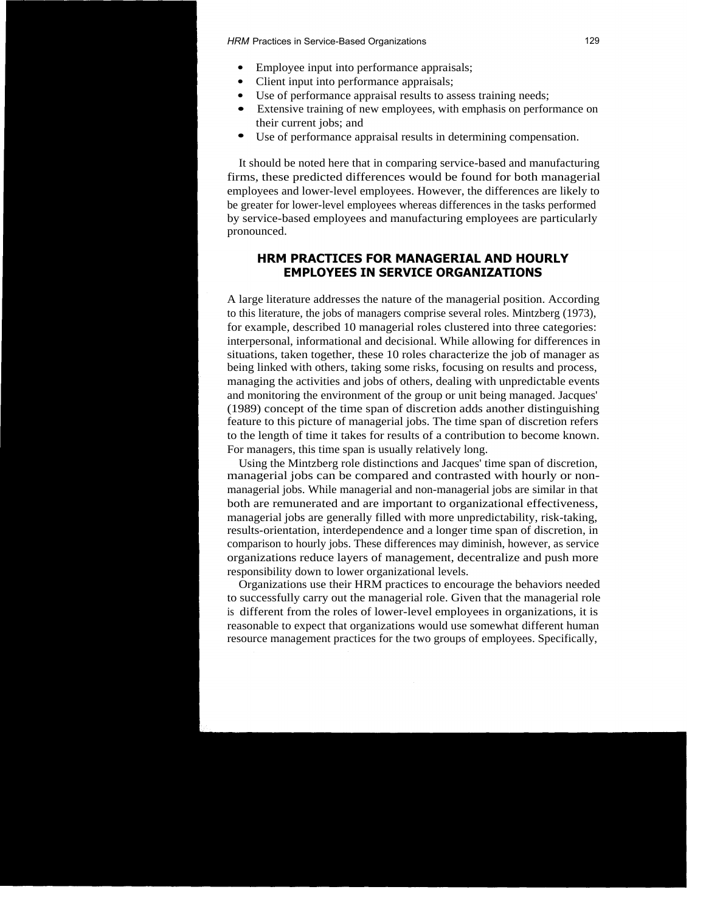- Employee input into performance appraisals;
- Client input into performance appraisals;
- Use of performance appraisal results to assess training needs;
- Extensive training of new employees, with emphasis on performance on their current jobs; and
- Use of performance appraisal results in determining compensation.

It should be noted here that in comparing service-based and manufacturing firms, these predicted differences would be found for both managerial employees and lower-level employees. However, the differences are likely to be greater for lower-level employees whereas differences in the tasks performed by service-based employees and manufacturing employees are particularly pronounced.

## HRM PRACTICES FOR MANAGERIAL AND HOURLY EMPLOYEES IN SERVICE ORGANIZATIONS

A large literature addresses the nature of the managerial position. According to this literature, the jobs of managers comprise several roles. Mintzberg (1973), for example, described 10 managerial roles clustered into three categories: interpersonal, informational and decisional. While allowing for differences in situations, taken together, these 10 roles characterize the job of manager as being linked with others, taking some risks, focusing on results and process, managing the activities and jobs of others, dealing with unpredictable events and monitoring the environment of the group or unit being managed. Jacques' (1989) concept of the time span of discretion adds another distinguishing feature to this picture of managerial jobs. The time span of discretion refers to the length of time it takes for results of a contribution to become known. For managers, this time span is usually relatively long.

Using the Mintzberg role distinctions and Jacques' time span of discretion, managerial jobs can be compared and contrasted with hourly or non-managerial jobs. While managerial and non-managerial jobs are similar in that both are remunerated and are important to organizational effectiveness, managerial jobs are generally filled with more unpredictability, risk-taking, results-orientation, interdependence and a longer time span of discretion, in comparison to hourly jobs. These differences may diminish, however, as service organizations reduce layers of management, decentralize and push more responsibility down to lower organizational levels.

Organizations use their HRM practices to encourage the behaviors needed to successfully carry out the managerial role. Given that the managerial role is different from the roles of lower-level employees in organizations, it is reasonable to expect that organizations would use somewhat different human resource management practices for the two groups of employees. Specifically,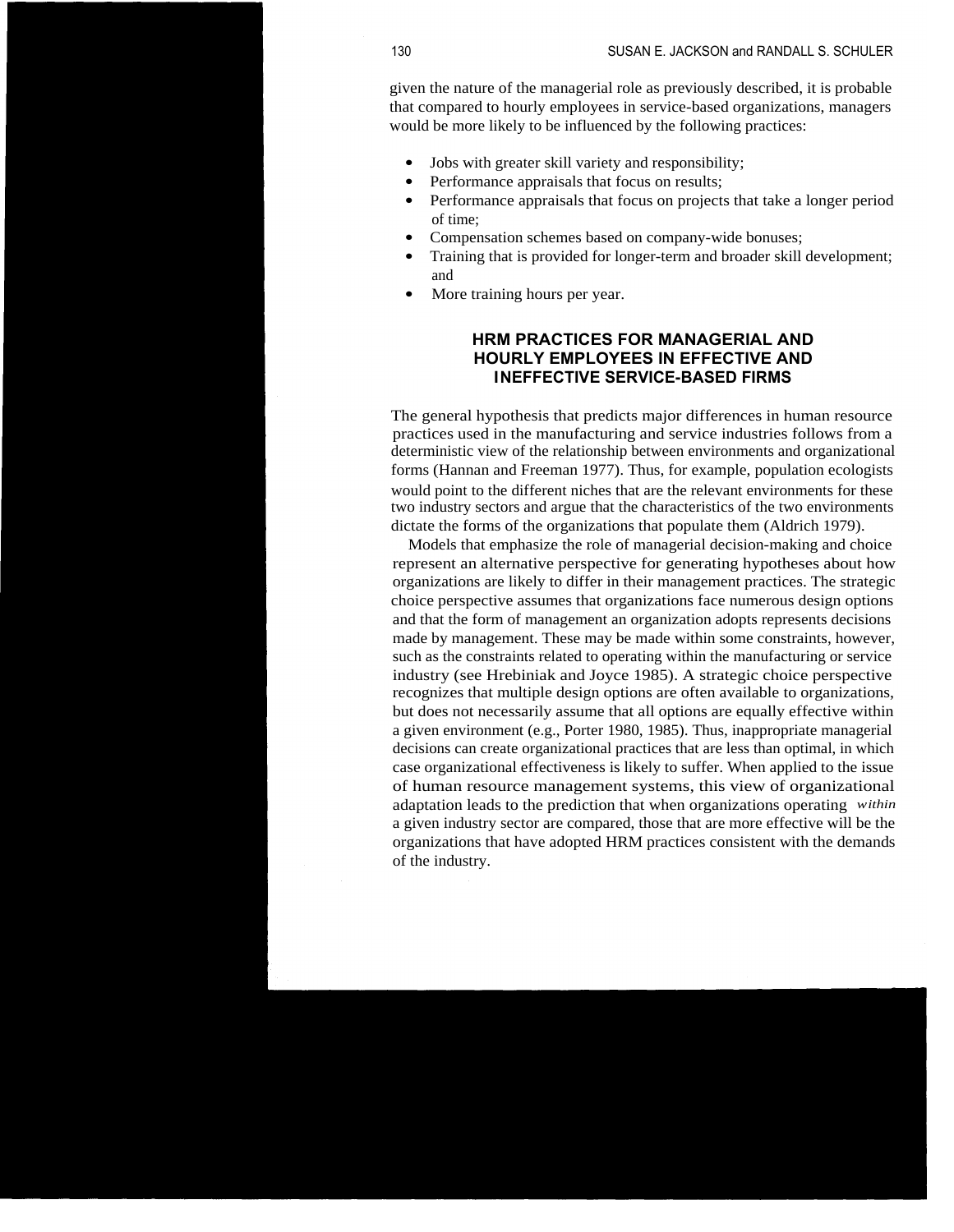given the nature of the managerial role as previously described, it is probable that compared to hourly employees in service-based organizations, managers would be more likely to be influenced by the following practices:

- Jobs with greater skill variety and responsibility;
- Performance appraisals that focus on results;
- Performance appraisals that focus on projects that take a longer period of time;
- Compensation schemes based on company-wide bonuses;
- Training that is provided for longer-term and broader skill development; and
- More training hours per year.

## HRM PRACTICES FOR MANAGERIAL AND HOURLY EMPLOYEES IN EFFECTIVE AND INEFFECTIVE SERVICE-BASED FIRMS

The general hypothesis that predicts major differences in human resource practices used in the manufacturing and service industries follows from a deterministic view of the relationship between environments and organizational forms (Hannan and Freeman 1977). Thus, for example, population ecologists would point to the different niches that are the relevant environments for these two industry sectors and argue that the characteristics of the two environments dictate the forms of the organizations that populate them (Aldrich 1979).

Models that emphasize the role of managerial decision-making and choice represent an alternative perspective for generating hypotheses about how organizations are likely to differ in their management practices. The strategic choice perspective assumes that organizations face numerous design options and that the form of management an organization adopts represents decisions made by management. These may be made within some constraints, however, such as the constraints related to operating within the manufacturing or service industry (see Hrebiniak and Joyce 1985). A strategic choice perspective recognizes that multiple design options are often available to organizations, but does not necessarily assume that all options are equally effective within a given environment (e.g., Porter 1980, 1985). Thus, inappropriate managerial decisions can create organizational practices that are less than optimal, in which case organizational effectiveness is likely to suffer. When applied to the issue of human resource management systems, this view of organizational adaptation leads to the prediction that when organizations operating *within* a given industry sector are compared, those that are more effective will be the organizations that have adopted HRM practices consistent with the demands of the industry.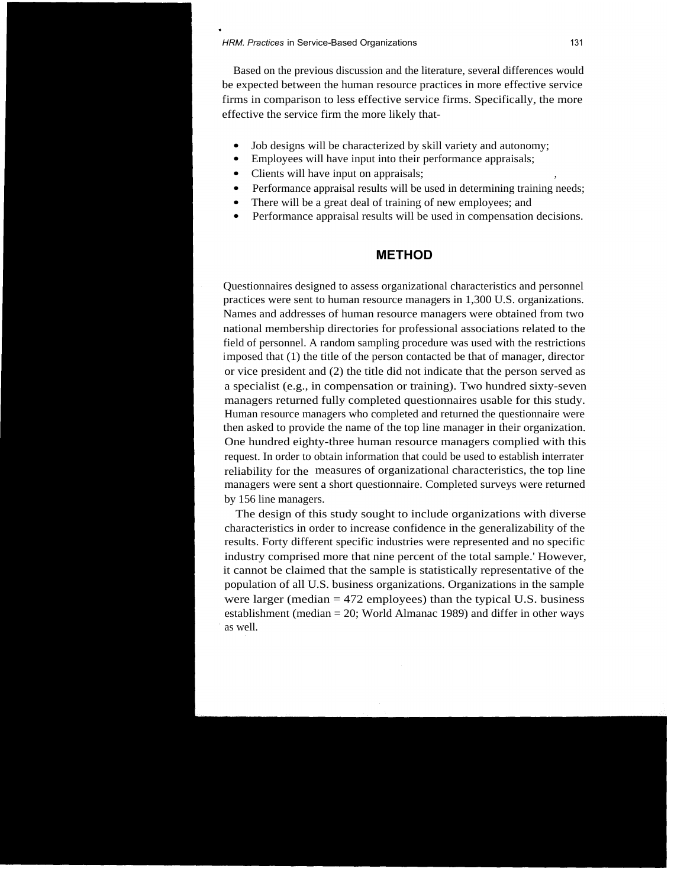Based on the previous discussion and the literature, several differences would be expected between the human resource practices in more effective service firms in comparison to less effective service firms. Specifically, the more effective the service firm the more likely that-

- Job designs will be characterized by skill variety and autonomy;
- Employees will have input into their performance appraisals;
- Clients will have input on appraisals;
- Performance appraisal results will be used in determining training needs;
- There will be a great deal of training of new employees; and
- Performance appraisal results will be used in compensation decisions.

## METHOD

Questionnaires designed to assess organizational characteristics and personnel practices were sent to human resource managers in 1,300 U.S. organizations. Names and addresses of human resource managers were obtained from two national membership directories for professional associations related to the field of personnel. A random sampling procedure was used with the restrictions imposed that (1) the title of the person contacted be that of manager, director or vice president and (2) the title did not indicate that the person served as a specialist (e.g., in compensation or training). Two hundred sixty-seven managers returned fully completed questionnaires usable for this study. Human resource managers who completed and returned the questionnaire were then asked to provide the name of the top line manager in their organization. One hundred eighty-three human resource managers complied with this request. In order to obtain information that could be used to establish interrater reliability for the measures of organizational characteristics, the top line managers were sent a short questionnaire. Completed surveys were returned by 156 line managers.

The design of this study sought to include organizations with diverse characteristics in order to increase confidence in the generalizability of the results. Forty different specific industries were represented and no specific industry comprised more that nine percent of the total sample.' However, it cannot be claimed that the sample is statistically representative of the population of all U.S. business organizations. Organizations in the sample were larger (median = 472 employees) than the typical U.S. business establishment (median = 20; World Almanac 1989) and differ in other ways as well.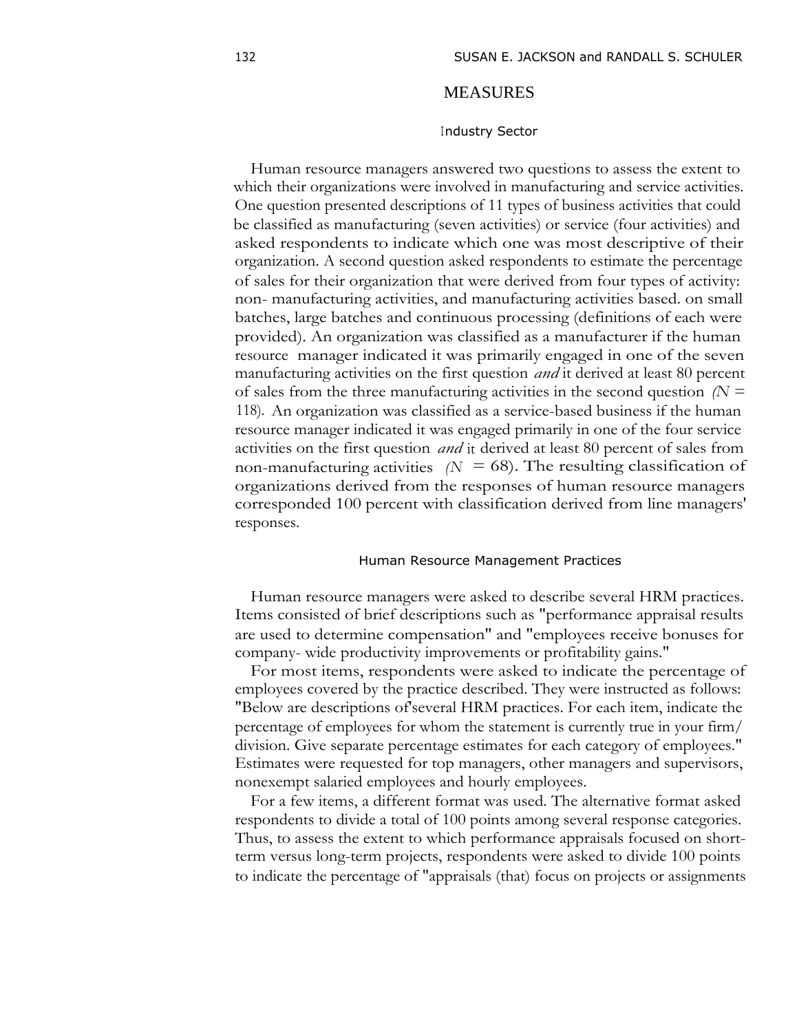## MEASURES

### Industry Sector

Human resource managers answered two questions to assess the extent to which their organizations were involved in manufacturing and service activities. One question presented descriptions of 11 types of business activities that could be classified as manufacturing (seven activities) or service (four activities) and asked respondents to indicate which one was most descriptive of their organization. A second question asked respondents to estimate the percentage of sales for their organization that were derived from four types of activity: non- manufacturing activities, and manufacturing activities based. on small batches, large batches and continuous processing (definitions of each were provided). An organization was classified as a manufacturer if the human resource manager indicated it was primarily engaged in one of the seven manufacturing activities on the first question *and* it derived at least 80 percent of sales from the three manufacturing activities in the second question ($N$ = 118). An organization was classified as a service-based business if the human resource manager indicated it was engaged primarily in one of the four service activities on the first question *and* it derived at least 80 percent of sales from non-manufacturing activities ($N$ = 68). The resulting classification of organizations derived from the responses of human resource managers corresponded 100 percent with classification derived from line managers' responses.

### Human Resource Management Practices

Human resource managers were asked to describe several HRM practices. Items consisted of brief descriptions such as "performance appraisal results are used to determine compensation" and "employees receive bonuses for company- wide productivity improvements or profitability gains."

For most items, respondents were asked to indicate the percentage of employees covered by the practice described. They were instructed as follows: "Below are descriptions of several HRM practices. For each item, indicate the percentage of employees for whom the statement is currently true in your firm/ division. Give separate percentage estimates for each category of employees." Estimates were requested for top managers, other managers and supervisors, nonexempt salaried employees and hourly employees.

For a few items, a different format was used. The alternative format asked respondents to divide a total of 100 points among several response categories. Thus, to assess the extent to which performance appraisals focused on short-term versus long-term projects, respondents were asked to divide 100 points to indicate the percentage of "appraisals (that) focus on projects or assignments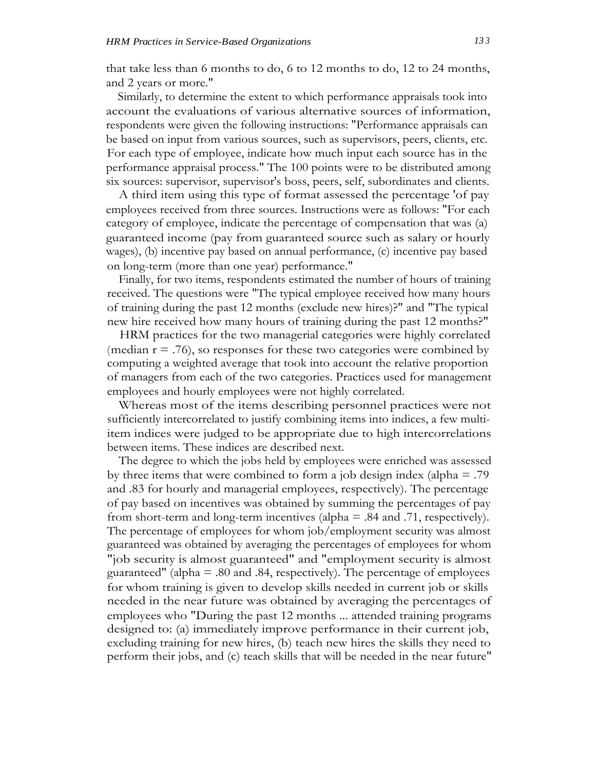that take less than 6 months to do, 6 to 12 months to do, 12 to 24 months, and 2 years or more."

Similarly, to determine the extent to which performance appraisals took into account the evaluations of various alternative sources of information, respondents were given the following instructions: "Performance appraisals can be based on input from various sources, such as supervisors, peers, clients, etc. For each type of employee, indicate how much input each source has in the performance appraisal process." The 100 points were to be distributed among six sources: supervisor, supervisor's boss, peers, self, subordinates and clients.

A third item using this type of format assessed the percentage 'of pay employees received from three sources. Instructions were as follows: "For each category of employee, indicate the percentage of compensation that was (a) guaranteed income (pay from guaranteed source such as salary or hourly wages), (b) incentive pay based on annual performance, (c) incentive pay based on long-term (more than one year) performance."

Finally, for two items, respondents estimated the number of hours of training received. The questions were "The typical employee received how many hours of training during the past 12 months (exclude new hires)?" and "The typical new hire received how many hours of training during the past 12 months?"

HRM practices for the two managerial categories were highly correlated (median r = .76), so responses for these two categories were combined by computing a weighted average that took into account the relative proportion of managers from each of the two categories. Practices used for management employees and hourly employees were not highly correlated.

Whereas most of the items describing personnel practices were not sufficiently intercorrelated to justify combining items into indices, a few multi-item indices were judged to be appropriate due to high intercorrelations between items. These indices are described next.

The degree to which the jobs held by employees were enriched was assessed by three items that were combined to form a job design index (alpha = .79 and .83 for hourly and managerial employees, respectively). The percentage of pay based on incentives was obtained by summing the percentages of pay from short-term and long-term incentives (alpha = .84 and .71, respectively). The percentage of employees for whom job/employment security was almost guaranteed was obtained by averaging the percentages of employees for whom "job security is almost guaranteed" and "employment security is almost guaranteed" (alpha = .80 and .84, respectively). The percentage of employees for whom training is given to develop skills needed in current job or skills needed in the near future was obtained by averaging the percentages of employees who "During the past 12 months ... attended training programs designed to: (a) immediately improve performance in their current job, excluding training for new hires, (b) teach new hires the skills they need to perform their jobs, and (c) teach skills that will be needed in the near future"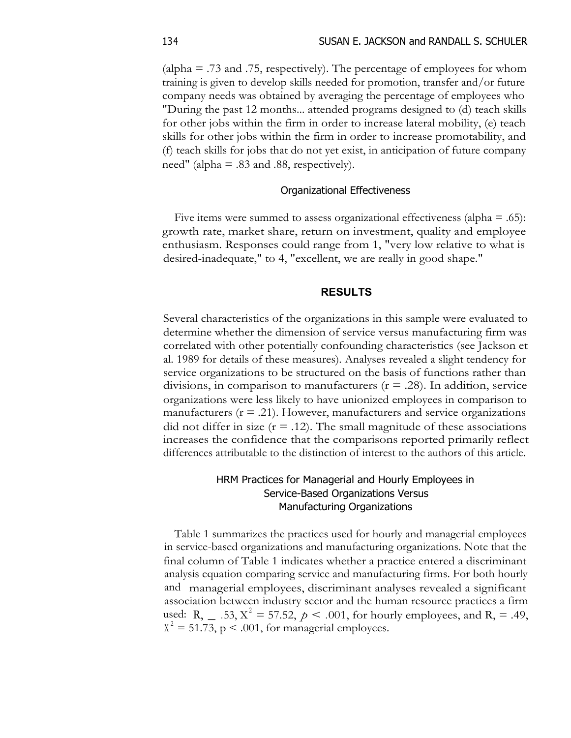(alpha = .73 and .75, respectively). The percentage of employees for whom training is given to develop skills needed for promotion, transfer and/or future company needs was obtained by averaging the percentage of employees who "During the past 12 months... attended programs designed to (d) teach skills for other jobs within the firm in order to increase lateral mobility, (e) teach skills for other jobs within the firm in order to increase promotability, and (f) teach skills for jobs that do not yet exist, in anticipation of future company need" (alpha = .83 and .88, respectively).

### Organizational Effectiveness

Five items were summed to assess organizational effectiveness (alpha = .65): growth rate, market share, return on investment, quality and employee enthusiasm. Responses could range from 1, "very low relative to what is desired-inadequate," to 4, "excellent, we are really in good shape."

## RESULTS

Several characteristics of the organizations in this sample were evaluated to determine whether the dimension of service versus manufacturing firm was correlated with other potentially confounding characteristics (see Jackson et al. 1989 for details of these measures). Analyses revealed a slight tendency for service organizations to be structured on the basis of functions rather than divisions, in comparison to manufacturers ($r = .28$). In addition, service organizations were less likely to have unionized employees in comparison to manufacturers ($r = .21$). However, manufacturers and service organizations did not differ in size ($r = .12$). The small magnitude of these associations increases the confidence that the comparisons reported primarily reflect differences attributable to the distinction of interest to the authors of this article.

### HRM Practices for Managerial and Hourly Employees in Service-Based Organizations Versus Manufacturing Organizations

Table 1 summarizes the practices used for hourly and managerial employees in service-based organizations and manufacturing organizations. Note that the final column of Table 1 indicates whether a practice entered a discriminant analysis equation comparing service and manufacturing firms. For both hourly and managerial employees, discriminant analyses revealed a significant association between industry sector and the human resource practices a firm used: $R_c = .53$, $X^2 = 57.52$, $p < .001$, for hourly employees, and $R_c = .49$, $X^2 = 51.73$, $p < .001$, for managerial employees.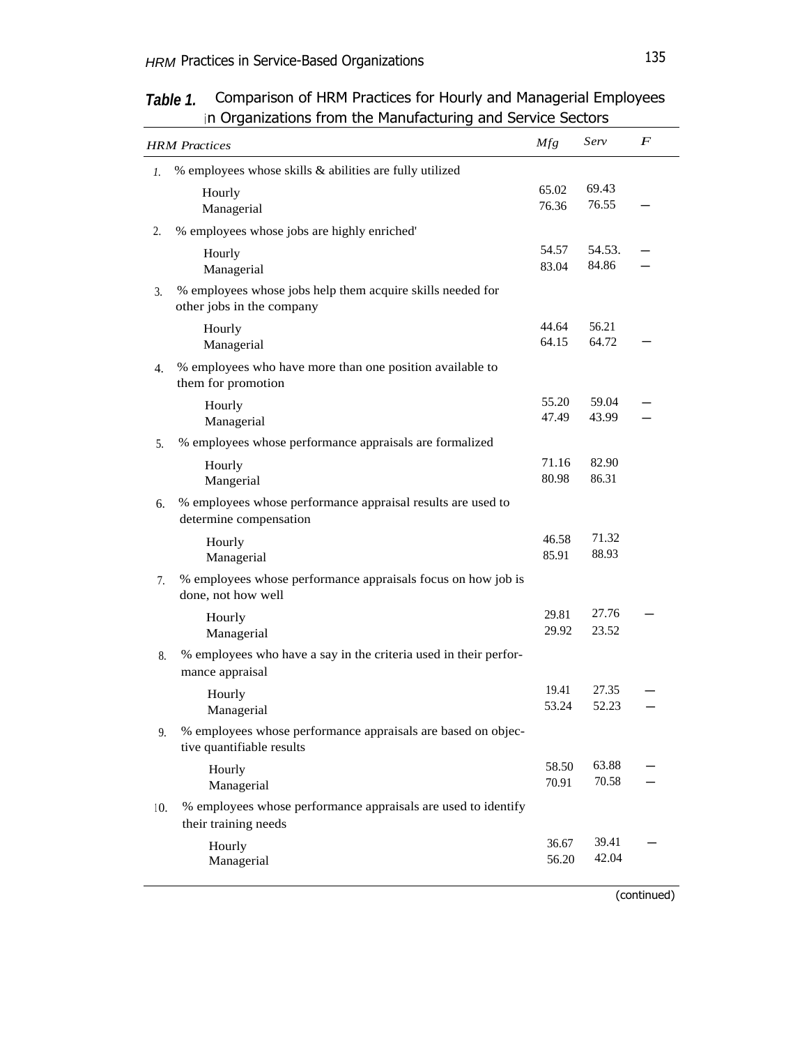**Table 1.** Comparison of HRM Practices for Hourly and Managerial Employees in Organizations from the Manufacturing and Service Sectors

| HRM Practices | Mfg | Serv | F |
|---|---|---|---|
| 1. % employees whose skills & abilities are fully utilized | | | |
| Hourly | 65.02 | 69.43 | |
| Managerial | 76.36 | 76.55 | — |
| 2. % employees whose jobs are highly enriched' | | | |
| Hourly | 54.57 | 54.53. | — |
| Managerial | 83.04 | 84.86 | — |
| 3. % employees whose jobs help them acquire skills needed for other jobs in the company | | | |
| Hourly | 44.64 | 56.21 | |
| Managerial | 64.15 | 64.72 | — |
| 4. % employees who have more than one position available to them for promotion | | | |
| Hourly | 55.20 | 59.04 | — |
| Managerial | 47.49 | 43.99 | — |
| 5. % employees whose performance appraisals are formalized | | | |
| Hourly | 71.16 | 82.90 | |
| Mangerial | 80.98 | 86.31 | |
| 6. % employees whose performance appraisal results are used to determine compensation | | | |
| Hourly | 46.58 | 71.32 | |
| Managerial | 85.91 | 88.93 | |
| 7. % employees whose performance appraisals focus on how job is done, not how well | | | |
| Hourly | 29.81 | 27.76 | — |
| Managerial | 29.92 | 23.52 | |
| 8. % employees who have a say in the criteria used in their performance appraisal | | | |
| Hourly | 19.41 | 27.35 | — |
| Managerial | 53.24 | 52.23 | — |
| 9. % employees whose performance appraisals are based on objective quantifiable results | | | |
| Hourly | 58.50 | 63.88 | — |
| Managerial | 70.91 | 70.58 | — |
| 10. % employees whose performance appraisals are used to identify their training needs | | | |
| Hourly | 36.67 | 39.41 | — |
| Managerial | 56.20 | 42.04 | |

(continued)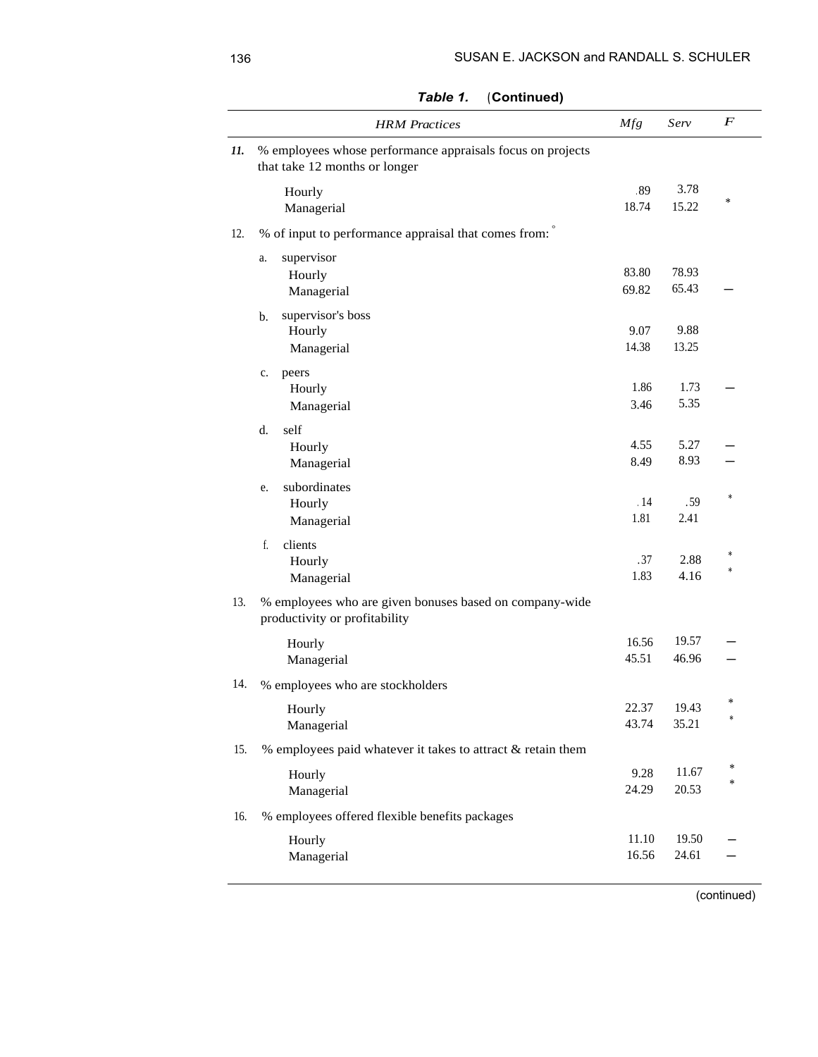**Table 1.** (**Continued**)

| | *HRM Practices* | *Mfg* | *Serv* | *F* |
|---|---|---|---|---|
| *11.* | % employees whose performance appraisals focus on projects that take 12 months or longer | | | |
| | Hourly | .89 | 3.78 | * |
| | Managerial | 18.74 | 15.22 | |
| 12. | % of input to performance appraisal that comes from: ° | | | |
| | a. supervisor | | | |
| | Hourly | 83.80 | 78.93 | |
| | Managerial | 69.82 | 65.43 | — |
| | b. supervisor's boss | | | |
| | Hourly | 9.07 | 9.88 | |
| | Managerial | 14.38 | 13.25 | |
| | c. peers | | | |
| | Hourly | 1.86 | 1.73 | — |
| | Managerial | 3.46 | 5.35 | |
| | d. self | | | |
| | Hourly | 4.55 | 5.27 | — |
| | Managerial | 8.49 | 8.93 | — |
| | e. subordinates | | | |
| | Hourly | .14 | .59 | * |
| | Managerial | 1.81 | 2.41 | |
| | f. clients | | | |
| | Hourly | .37 | 2.88 | * |
| | Managerial | 1.83 | 4.16 | * |
| 13. | % employees who are given bonuses based on company-wide productivity or profitability | | | |
| | Hourly | 16.56 | 19.57 | — |
| | Managerial | 45.51 | 46.96 | — |
| 14. | % employees who are stockholders | | | |
| | Hourly | 22.37 | 19.43 | * |
| | Managerial | 43.74 | 35.21 | * |
| 15. | % employees paid whatever it takes to attract & retain them | | | |
| | Hourly | 9.28 | 11.67 | * |
| | Managerial | 24.29 | 20.53 | * |
| 16. | % employees offered flexible benefits packages | | | |
| | Hourly | 11.10 | 19.50 | — |
| | Managerial | 16.56 | 24.61 | — |

(continued)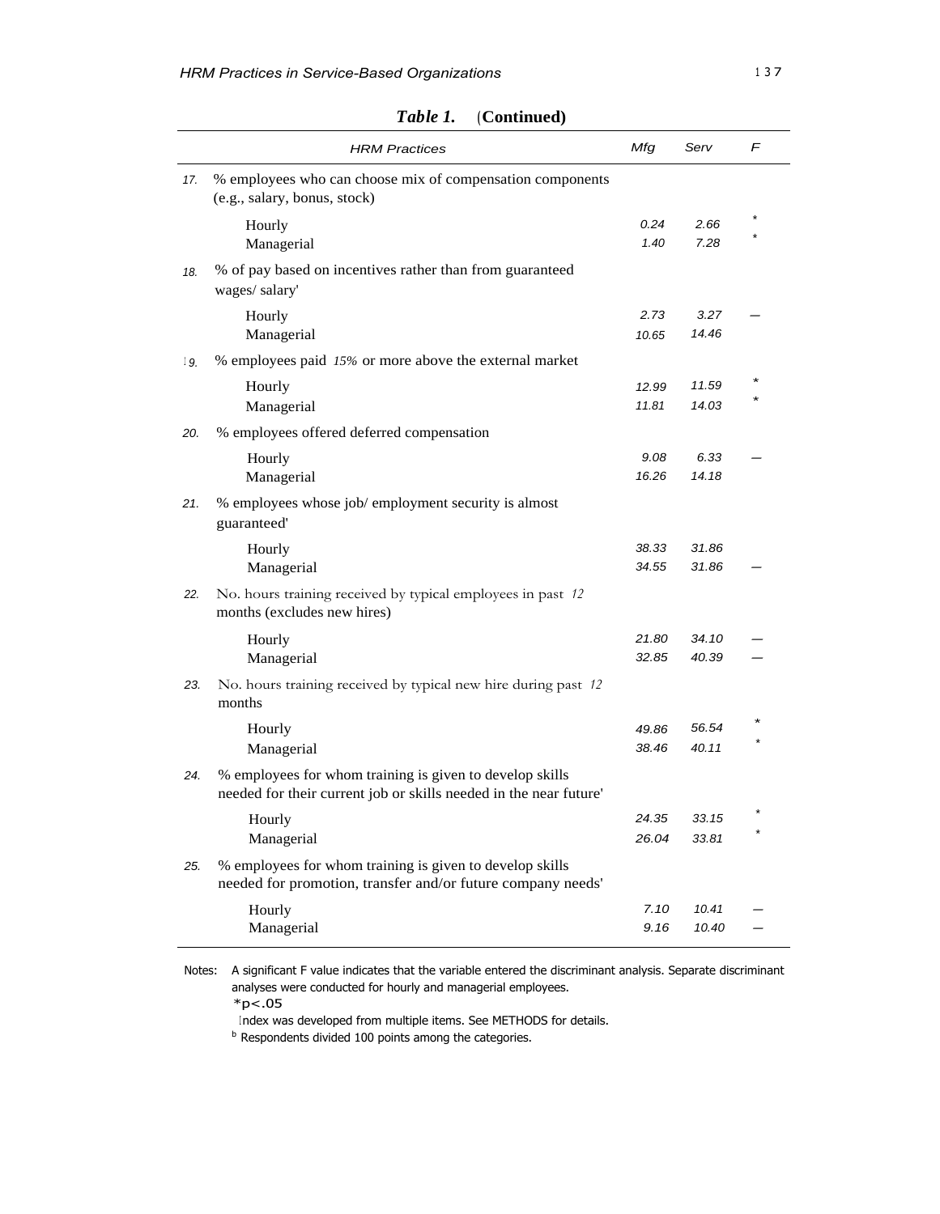*Table 1.* (**Continued**)

| | HRM Practices | Mfg | Serv | F |
|---|---|---|---|---|
| 17. | % employees who can choose mix of compensation components (e.g., salary, bonus, stock) | | | |
| | Hourly | 0.24 | 2.66 | * |
| | Managerial | 1.40 | 7.28 | * |
| 18. | % of pay based on incentives rather than from guaranteed wages/ salary' | | | |
| | Hourly | 2.73 | 3.27 | — |
| | Managerial | 10.65 | 14.46 | |
| 19. | % employees paid *15%* or more above the external market | | | |
| | Hourly | 12.99 | 11.59 | * |
| | Managerial | 11.81 | 14.03 | * |
| 20. | % employees offered deferred compensation | | | |
| | Hourly | 9.08 | 6.33 | — |
| | Managerial | 16.26 | 14.18 | |
| 21. | % employees whose job/ employment security is almost guaranteed' | | | |
| | Hourly | 38.33 | 31.86 | |
| | Managerial | 34.55 | 31.86 | — |
| 22. | No. hours training received by typical employees in past *12* months (excludes new hires) | | | |
| | Hourly | 21.80 | 34.10 | — |
| | Managerial | 32.85 | 40.39 | — |
| 23. | No. hours training received by typical new hire during past *12* months | | | |
| | Hourly | 49.86 | 56.54 | * |
| | Managerial | 38.46 | 40.11 | * |
| 24. | % employees for whom training is given to develop skills needed for their current job or skills needed in the near future' | | | |
| | Hourly | 24.35 | 33.15 | * |
| | Managerial | 26.04 | 33.81 | * |
| 25. | % employees for whom training is given to develop skills needed for promotion, transfer and/or future company needs' | | | |
| | Hourly | 7.10 | 10.41 | — |
| | Managerial | 9.16 | 10.40 | — |

Notes: A significant F value indicates that the variable entered the discriminant analysis. Separate discriminant analyses were conducted for hourly and managerial employees.

*$p<.05$

Index was developed from multiple items. See METHODS for details.

[b] Respondents divided 100 points among the categories.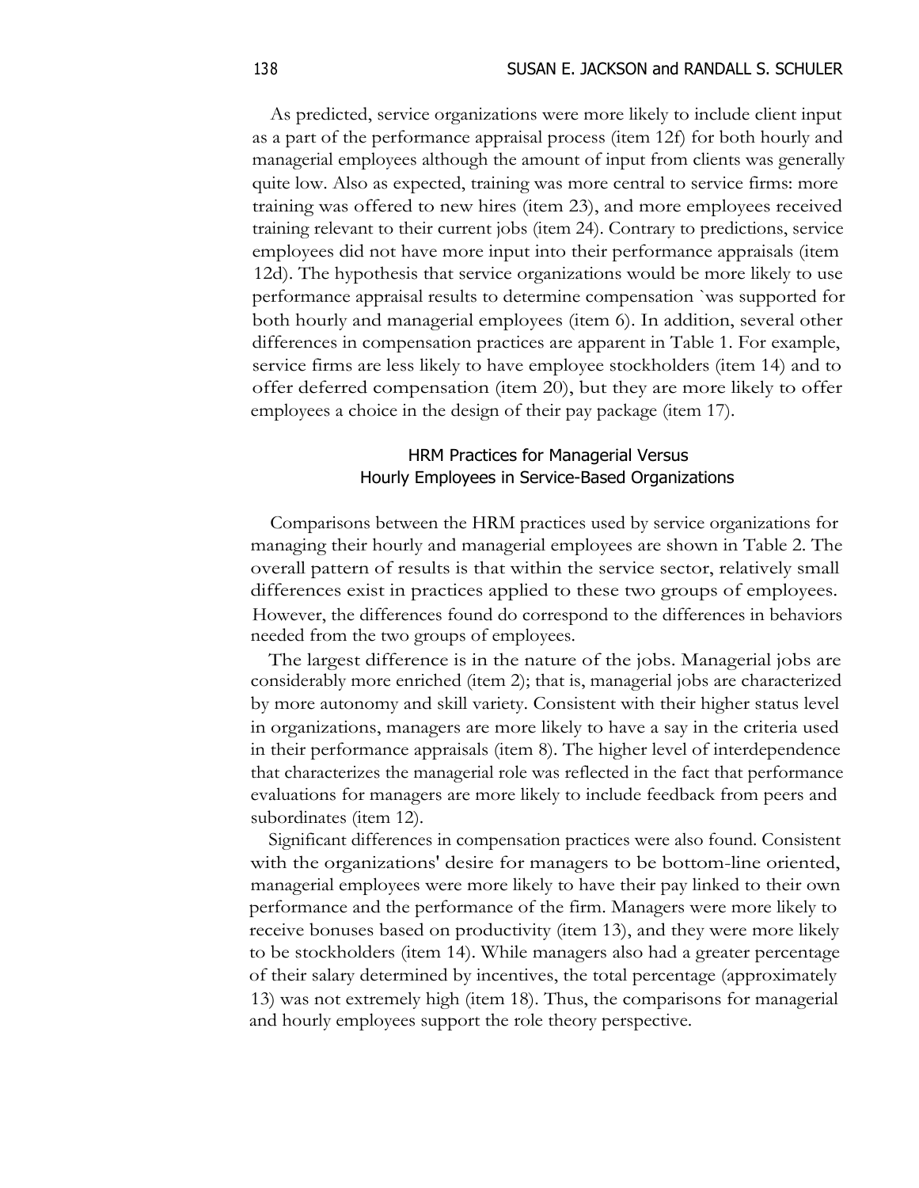As predicted, service organizations were more likely to include client input as a part of the performance appraisal process (item 12f) for both hourly and managerial employees although the amount of input from clients was generally quite low. Also as expected, training was more central to service firms: more training was offered to new hires (item 23), and more employees received training relevant to their current jobs (item 24). Contrary to predictions, service employees did not have more input into their performance appraisals (item 12d). The hypothesis that service organizations would be more likely to use performance appraisal results to determine compensation `was supported for both hourly and managerial employees (item 6). In addition, several other differences in compensation practices are apparent in Table 1. For example, service firms are less likely to have employee stockholders (item 14) and to offer deferred compensation (item 20), but they are more likely to offer employees a choice in the design of their pay package (item 17).

## HRM Practices for Managerial Versus Hourly Employees in Service-Based Organizations

Comparisons between the HRM practices used by service organizations for managing their hourly and managerial employees are shown in Table 2. The overall pattern of results is that within the service sector, relatively small differences exist in practices applied to these two groups of employees. However, the differences found do correspond to the differences in behaviors needed from the two groups of employees.

The largest difference is in the nature of the jobs. Managerial jobs are considerably more enriched (item 2); that is, managerial jobs are characterized by more autonomy and skill variety. Consistent with their higher status level in organizations, managers are more likely to have a say in the criteria used in their performance appraisals (item 8). The higher level of interdependence that characterizes the managerial role was reflected in the fact that performance evaluations for managers are more likely to include feedback from peers and subordinates (item 12).

Significant differences in compensation practices were also found. Consistent with the organizations' desire for managers to be bottom-line oriented, managerial employees were more likely to have their pay linked to their own performance and the performance of the firm. Managers were more likely to receive bonuses based on productivity (item 13), and they were more likely to be stockholders (item 14). While managers also had a greater percentage of their salary determined by incentives, the total percentage (approximately 13) was not extremely high (item 18). Thus, the comparisons for managerial and hourly employees support the role theory perspective.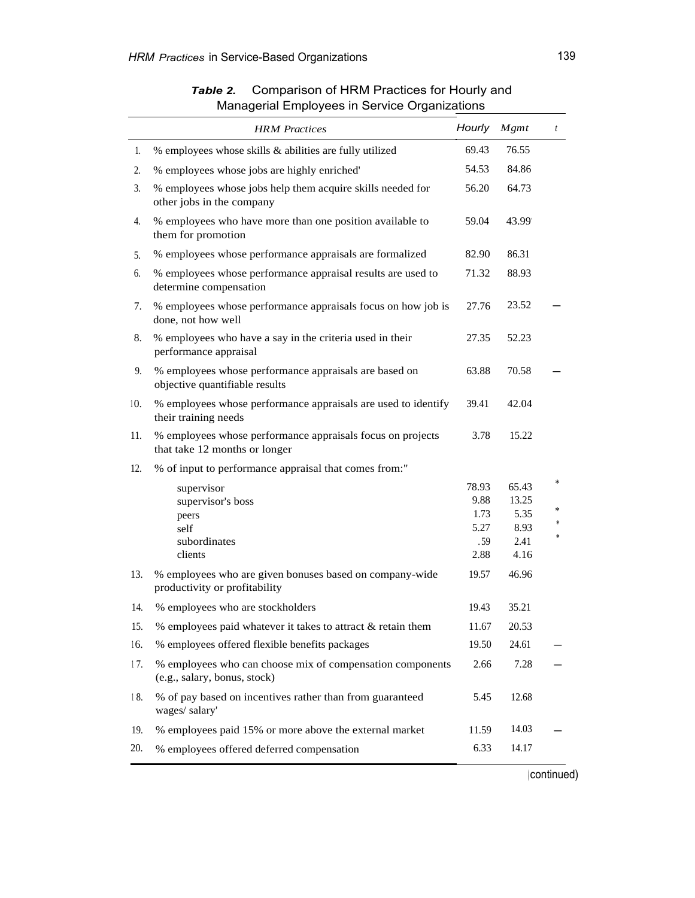**Table 2.** Comparison of HRM Practices for Hourly and Managerial Employees in Service Organizations

| | HRM Practices | Hourly | Mgmt | t |
|---|---|---|---|---|
| 1. | % employees whose skills & abilities are fully utilized | 69.43 | 76.55 | |
| 2. | % employees whose jobs are highly enriched' | 54.53 | 84.86 | |
| 3. | % employees whose jobs help them acquire skills needed for other jobs in the company | 56.20 | 64.73 | |
| 4. | % employees who have more than one position available to them for promotion | 59.04 | 43.99 | |
| 5. | % employees whose performance appraisals are formalized | 82.90 | 86.31 | |
| 6. | % employees whose performance appraisal results are used to determine compensation | 71.32 | 88.93 | |
| 7. | % employees whose performance appraisals focus on how job is done, not how well | 27.76 | 23.52 | — |
| 8. | % employees who have a say in the criteria used in their performance appraisal | 27.35 | 52.23 | |
| 9. | % employees whose performance appraisals are based on objective quantifiable results | 63.88 | 70.58 | — |
| 10. | % employees whose performance appraisals are used to identify their training needs | 39.41 | 42.04 | |
| 11. | % employees whose performance appraisals focus on projects that take 12 months or longer | 3.78 | 15.22 | |
| 12. | % of input to performance appraisal that comes from:" | | | |
| | supervisor | 78.93 | 65.43 | * |
| | supervisor's boss | 9.88 | 13.25 | |
| | peers | 1.73 | 5.35 | * |
| | self | 5.27 | 8.93 | * |
| | subordinates | .59 | 2.41 | * |
| | clients | 2.88 | 4.16 | |
| 13. | % employees who are given bonuses based on company-wide productivity or profitability | 19.57 | 46.96 | |
| 14. | % employees who are stockholders | 19.43 | 35.21 | |
| 15. | % employees paid whatever it takes to attract & retain them | 11.67 | 20.53 | |
| 16. | % employees offered flexible benefits packages | 19.50 | 24.61 | — |
| 17. | % employees who can choose mix of compensation components (e.g., salary, bonus, stock) | 2.66 | 7.28 | — |
| 18. | % of pay based on incentives rather than from guaranteed wages/ salary' | 5.45 | 12.68 | |
| 19. | % employees paid 15% or more above the external market | 11.59 | 14.03 | — |
| 20. | % employees offered deferred compensation | 6.33 | 14.17 | |

(continued)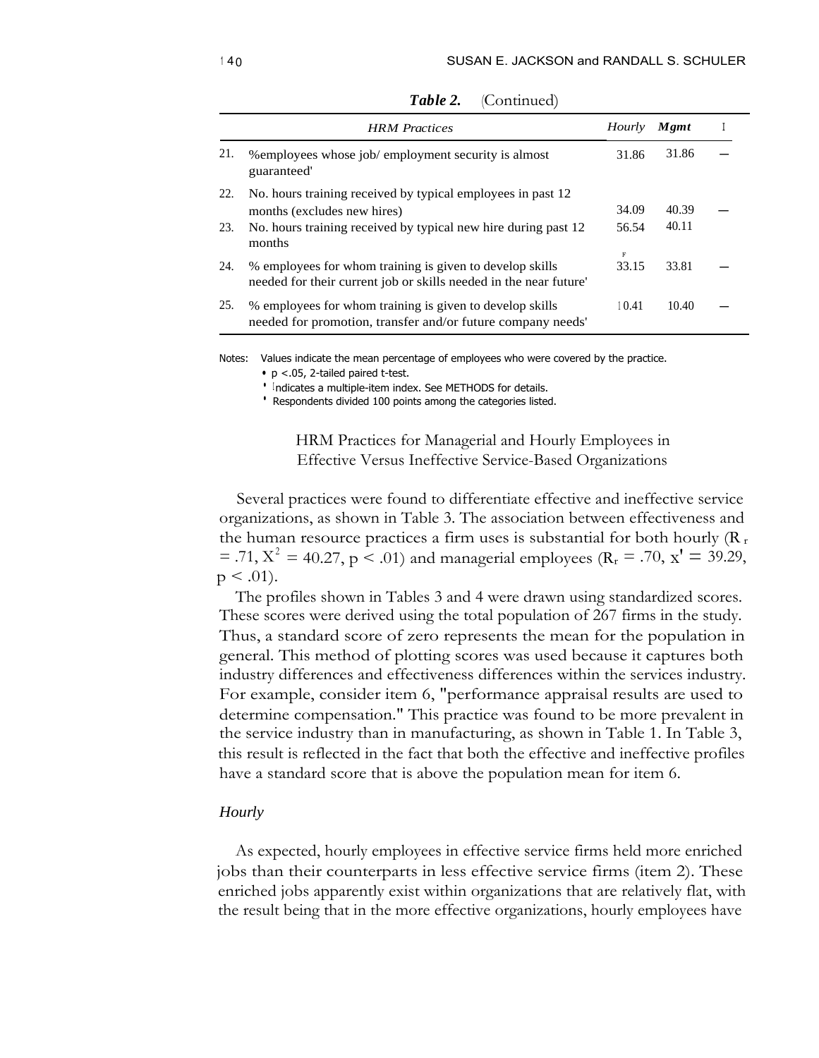***Table 2.*** (Continued)

| | *HRM Practices* | *Hourly* | ***Mgmt*** | I |
|---|---|---|---|---|
| 21. | %employees whose job/ employment security is almost guaranteed' | 31.86 | 31.86 | — |
| 22. | No. hours training received by typical employees in past 12 months (excludes new hires) | 34.09 | 40.39 | — |
| 23. | No. hours training received by typical new hire during past 12 months | 56.54 | 40.11 | |
| 24. | % employees for whom training is given to develop skills needed for their current job or skills needed in the near future' | 33.15 | 33.81 | — |
| 25. | % employees for whom training is given to develop skills needed for promotion, transfer and/or future company needs' | 10.41 | 10.40 | — |

Notes: Values indicate the mean percentage of employees who were covered by the practice.
- • p <.05, 2-tailed paired t-test.
- ' Indicates a multiple-item index. See METHODS for details.
- ' Respondents divided 100 points among the categories listed.

## HRM Practices for Managerial and Hourly Employees in Effective Versus Ineffective Service-Based Organizations

Several practices were found to differentiate effective and ineffective service organizations, as shown in Table 3. The association between effectiveness and the human resource practices a firm uses is substantial for both hourly ($R_r = .71$, $X^2 = 40.27$, $p < .01$) and managerial employees ($R_r = .70$, $X^2 = 39.29$, $p < .01$).

The profiles shown in Tables 3 and 4 were drawn using standardized scores. These scores were derived using the total population of 267 firms in the study. Thus, a standard score of zero represents the mean for the population in general. This method of plotting scores was used because it captures both industry differences and effectiveness differences within the services industry. For example, consider item 6, "performance appraisal results are used to determine compensation." This practice was found to be more prevalent in the service industry than in manufacturing, as shown in Table 1. In Table 3, this result is reflected in the fact that both the effective and ineffective profiles have a standard score that is above the population mean for item 6.

### *Hourly*

As expected, hourly employees in effective service firms held more enriched jobs than their counterparts in less effective service firms (item 2). These enriched jobs apparently exist within organizations that are relatively flat, with the result being that in the more effective organizations, hourly employees have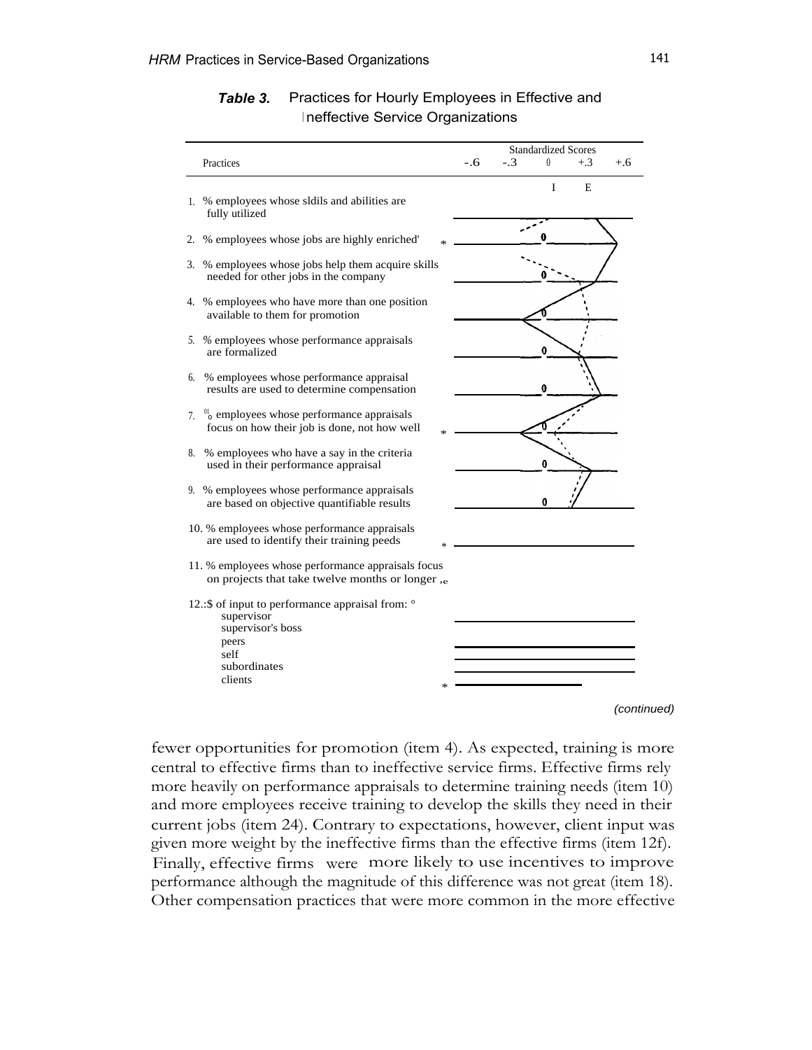**Table 3.** Practices for Hourly Employees in Effective and Ineffective Service Organizations

| Practices | Standardized Scores: -.6 | -.3 | 0 | +.3 | +.6 |
|---|---|---|---|---|---|
| | | | I | E | |
| 1. % employees whose sldils and abilities are fully utilized | | | | | |
| 2. % employees whose jobs are highly enriched' * | | | | | |
| 3. % employees whose jobs help them acquire skills needed for other jobs in the company | | | | | |
| 4. % employees who have more than one position available to them for promotion | | | | | |
| 5. % employees whose performance appraisals are formalized | | | | | |
| 6. % employees whose performance appraisal results are used to determine compensation | | | | | |
| 7. % employees whose performance appraisals focus on how their job is done, not how well * | | | | | |
| 8. % employees who have a say in the criteria used in their performance appraisal | | | | | |
| 9. % employees whose performance appraisals are based on objective quantifiable results | | | | | |
| 10. % employees whose performance appraisals are used to identify their training peeds * | | | | | |
| 11. % employees whose performance appraisals focus on projects that take twelve months or longer | | | | | |
| 12. $ of input to performance appraisal from: | | | | | |
| supervisor | | | | | |
| supervisor's boss | | | | | |
| peers | | | | | |
| self | | | | | |
| subordinates | | | | | |
| clients * | | | | | |

*(continued)*

fewer opportunities for promotion (item 4). As expected, training is more central to effective firms than to ineffective service firms. Effective firms rely more heavily on performance appraisals to determine training needs (item 10) and more employees receive training to develop the skills they need in their current jobs (item 24). Contrary to expectations, however, client input was given more weight by the ineffective firms than the effective firms (item 12f). Finally, effective firms were more likely to use incentives to improve performance although the magnitude of this difference was not great (item 18). Other compensation practices that were more common in the more effective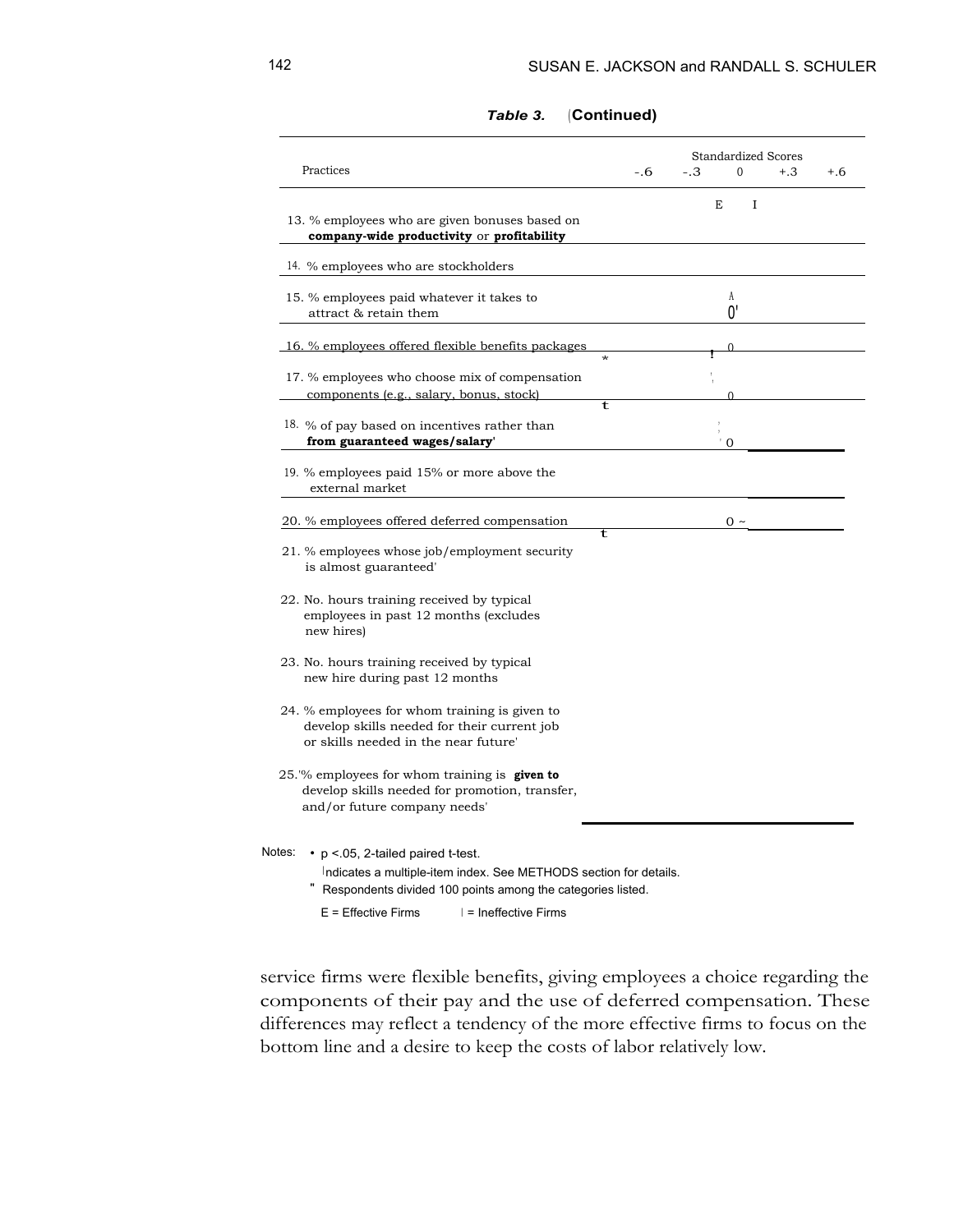*Table 3.* **(Continued)**

| Practices | -.6 | -.3 | 0 | +.3 | +.6 |
|---|---|---|---|---|---|
| | | | Standardized Scores | | |
| 13. % employees who are given bonuses based on **company-wide productivity** or **profitability** | | | E I | | |
| 14. % employees who are stockholders | | | | | |
| 15. % employees paid whatever it takes to attract & retain them | | | A 0' | | |
| 16. % employees offered flexible benefits packages * | | | ! 0 | | |
| 17. % employees who choose mix of compensation components (e.g., salary, bonus, stock) t | | | 0 | | |
| 18. % of pay based on incentives rather than **from guaranteed wages/salary**' | | | ' 0 | | |
| 19. % employees paid 15% or more above the external market | | | | | |
| 20. % employees offered deferred compensation t | | | 0 ~ | | |
| 21. % employees whose job/employment security is almost guaranteed' | | | | | |
| 22. No. hours training received by typical employees in past 12 months (excludes new hires) | | | | | |
| 23. No. hours training received by typical new hire during past 12 months | | | | | |
| 24. % employees for whom training is given to develop skills needed for their current job or skills needed in the near future' | | | | | |
| 25. % employees for whom training is **given to** develop skills needed for promotion, transfer, and/or future company needs' | | | | | |

Notes: • p <.05, 2-tailed paired t-test.
ˡndicates a multiple-item index. See METHODS section for details.
" Respondents divided 100 points among the categories listed.
E = Effective Firms I = Ineffective Firms

service firms were flexible benefits, giving employees a choice regarding the components of their pay and the use of deferred compensation. These differences may reflect a tendency of the more effective firms to focus on the bottom line and a desire to keep the costs of labor relatively low.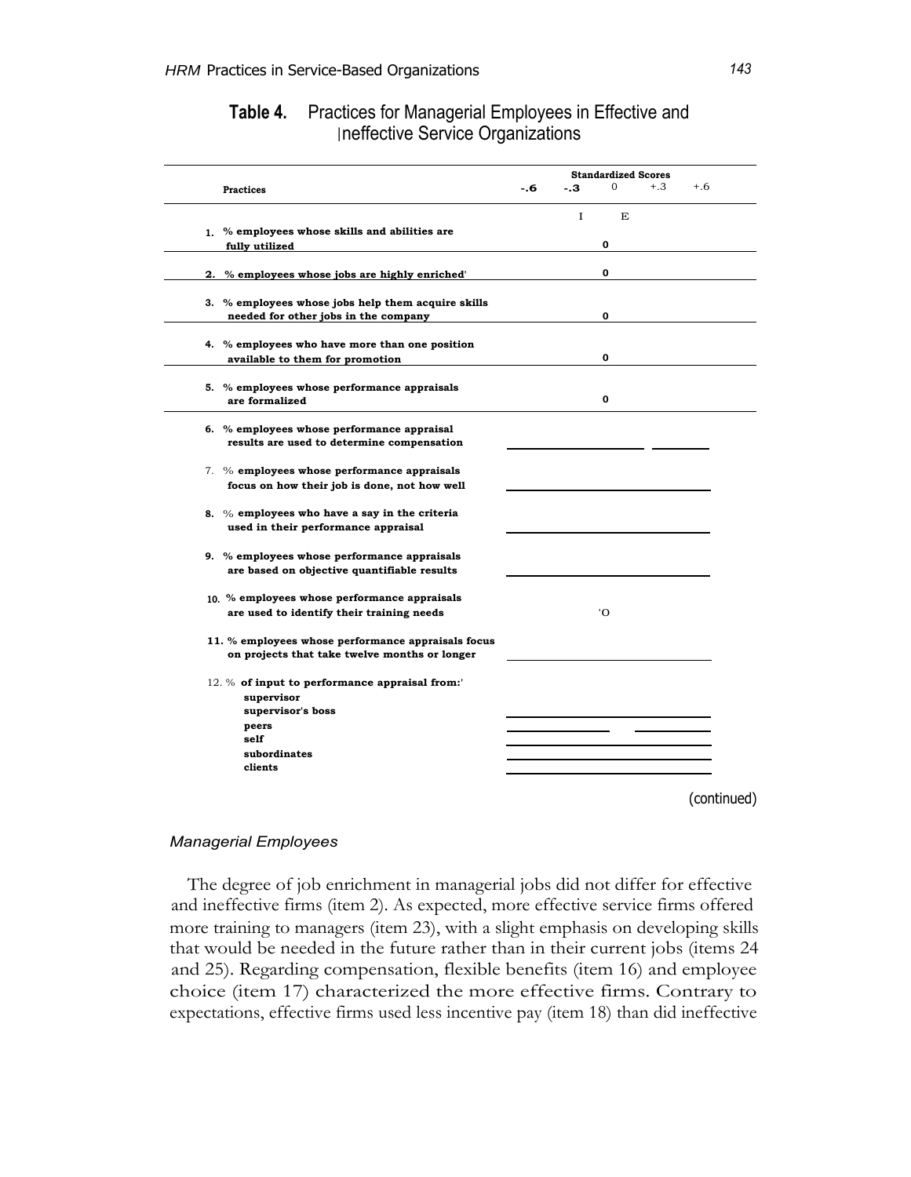**Table 4.** Practices for Managerial Employees in Effective and Ineffective Service Organizations

| Practices | -.6 | -.3 | 0 | +.3 | +.6 |
|---|---|---|---|---|---|
| | | I | E | | |
| 1. % employees whose skills and abilities are fully utilized | | | 0 | | |
| 2. % employees whose jobs are highly enriched' | | | 0 | | |
| 3. % employees whose jobs help them acquire skills needed for other jobs in the company | | | 0 | | |
| 4. % employees who have more than one position available to them for promotion | | | 0 | | |
| 5. % employees whose performance appraisals are formalized | | | 0 | | |
| 6. % employees whose performance appraisal results are used to determine compensation | | | | | |
| 7. % employees whose performance appraisals focus on how their job is done, not how well | | | | | |
| 8. % employees who have a say in the criteria used in their performance appraisal | | | | | |
| 9. % employees whose performance appraisals are based on objective quantifiable results | | | | | |
| 10. % employees whose performance appraisals are used to identify their training needs | | | 'O | | |
| 11. % employees whose performance appraisals focus on projects that take twelve months or longer | | | | | |
| 12. % of input to performance appraisal from:' | | | | | |
| supervisor | | | | | |
| supervisor's boss | | | | | |
| peers | | | | | |
| self | | | | | |
| subordinates | | | | | |
| clients | | | | | |

(continued)

*Managerial Employees*

The degree of job enrichment in managerial jobs did not differ for effective and ineffective firms (item 2). As expected, more effective service firms offered more training to managers (item 23), with a slight emphasis on developing skills that would be needed in the future rather than in their current jobs (items 24 and 25). Regarding compensation, flexible benefits (item 16) and employee choice (item 17) characterized the more effective firms. Contrary to expectations, effective firms used less incentive pay (item 18) than did ineffective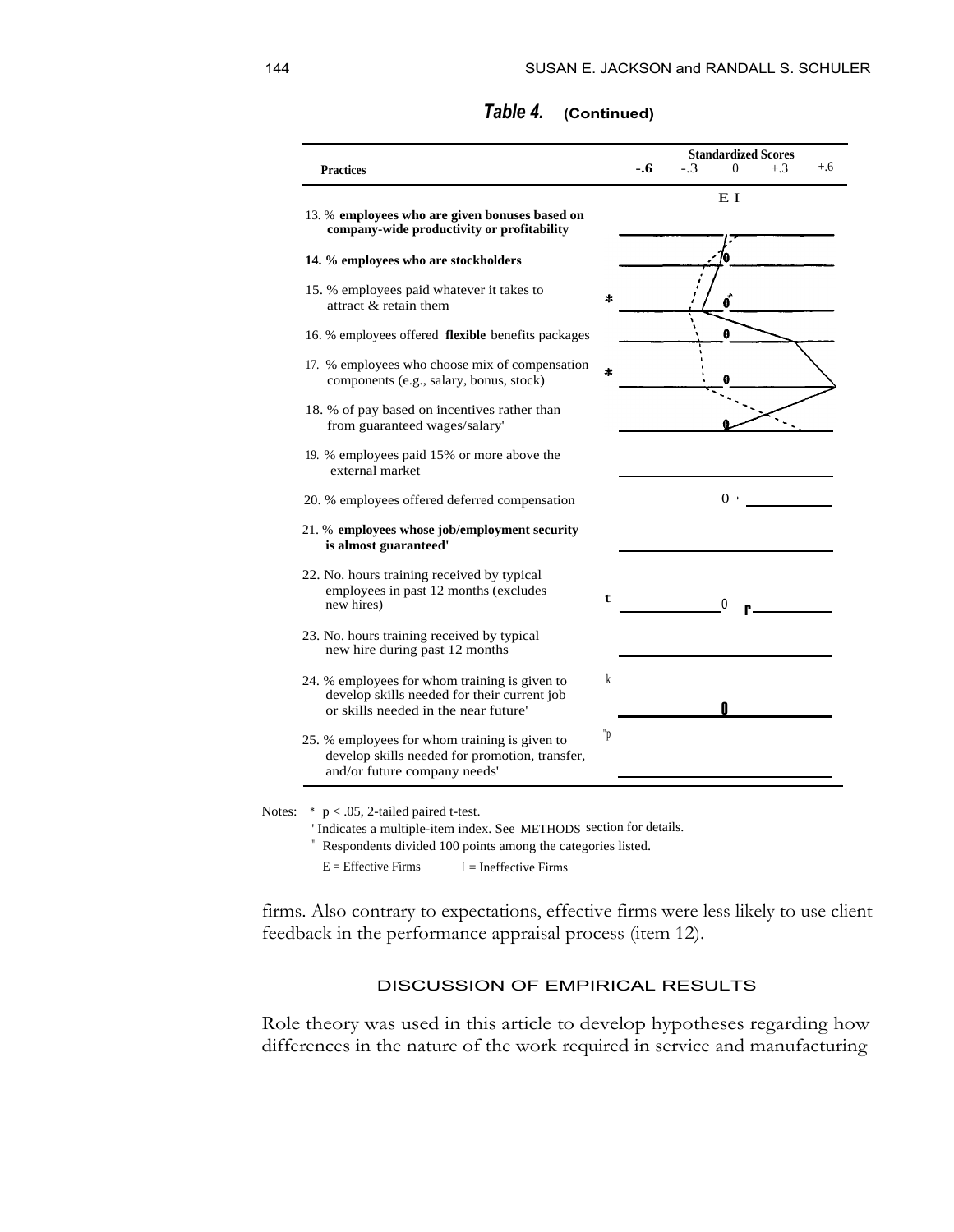*Table 4.* **(Continued)**

| Practices | | Standardized Scores -.6 -.3 0 +.3 +.6 |
|---|---|---|
| | | E I |
| 13. % **employees who are given bonuses based on company-wide productivity or profitability** | | |
| 14. % employees who are stockholders | | 0 |
| 15. % employees paid whatever it takes to attract & retain them | * | 0 |
| 16. % employees offered **flexible** benefits packages | | 0 |
| 17. % employees who choose mix of compensation components (e.g., salary, bonus, stock) | * | 0 |
| 18. % of pay based on incentives rather than from guaranteed wages/salary' | | 0 |
| 19. % employees paid 15% or more above the external market | | |
| 20. % employees offered deferred compensation | | 0 |
| 21. % **employees whose job/employment security is almost guaranteed'** | | |
| 22. No. hours training received by typical employees in past 12 months (excludes new hires) | t | 0 |
| 23. No. hours training received by typical new hire during past 12 months | | |
| 24. % employees for whom training is given to develop skills needed for their current job or skills needed in the near future' | k | 0 |
| 25. % employees for whom training is given to develop skills needed for promotion, transfer, and/or future company needs' | "p | |

Notes: * $p < .05$, 2-tailed paired t-test.

' Indicates a multiple-item index. See METHODS section for details.

" Respondents divided 100 points among the categories listed.

E = Effective Firms I = Ineffective Firms

firms. Also contrary to expectations, effective firms were less likely to use client feedback in the performance appraisal process (item 12).

## DISCUSSION OF EMPIRICAL RESULTS

Role theory was used in this article to develop hypotheses regarding how differences in the nature of the work required in service and manufacturing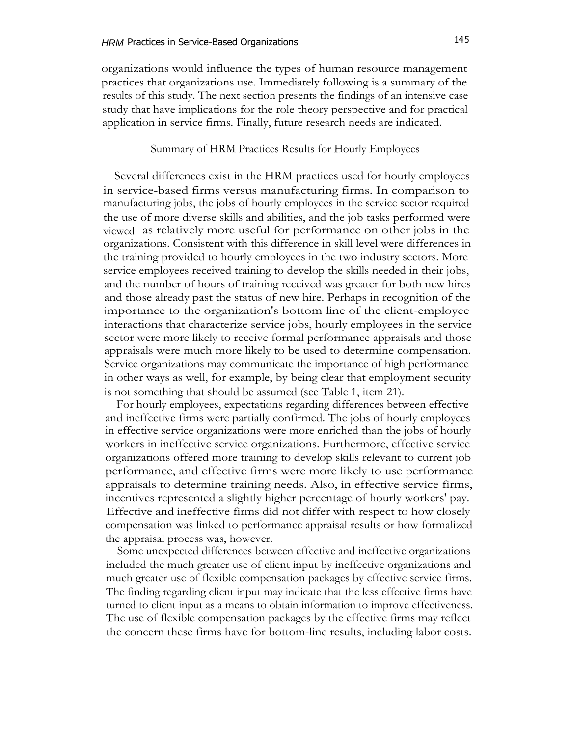organizations would influence the types of human resource management practices that organizations use. Immediately following is a summary of the results of this study. The next section presents the findings of an intensive case study that have implications for the role theory perspective and for practical application in service firms. Finally, future research needs are indicated.

## Summary of HRM Practices Results for Hourly Employees

Several differences exist in the HRM practices used for hourly employees in service-based firms versus manufacturing firms. In comparison to manufacturing jobs, the jobs of hourly employees in the service sector required the use of more diverse skills and abilities, and the job tasks performed were viewed as relatively more useful for performance on other jobs in the organizations. Consistent with this difference in skill level were differences in the training provided to hourly employees in the two industry sectors. More service employees received training to develop the skills needed in their jobs, and the number of hours of training received was greater for both new hires and those already past the status of new hire. Perhaps in recognition of the importance to the organization's bottom line of the client-employee interactions that characterize service jobs, hourly employees in the service sector were more likely to receive formal performance appraisals and those appraisals were much more likely to be used to determine compensation. Service organizations may communicate the importance of high performance in other ways as well, for example, by being clear that employment security is not something that should be assumed (see Table 1, item 21).

For hourly employees, expectations regarding differences between effective and ineffective firms were partially confirmed. The jobs of hourly employees in effective service organizations were more enriched than the jobs of hourly workers in ineffective service organizations. Furthermore, effective service organizations offered more training to develop skills relevant to current job performance, and effective firms were more likely to use performance appraisals to determine training needs. Also, in effective service firms, incentives represented a slightly higher percentage of hourly workers' pay. Effective and ineffective firms did not differ with respect to how closely compensation was linked to performance appraisal results or how formalized the appraisal process was, however.

Some unexpected differences between effective and ineffective organizations included the much greater use of client input by ineffective organizations and much greater use of flexible compensation packages by effective service firms. The finding regarding client input may indicate that the less effective firms have turned to client input as a means to obtain information to improve effectiveness. The use of flexible compensation packages by the effective firms may reflect the concern these firms have for bottom-line results, including labor costs.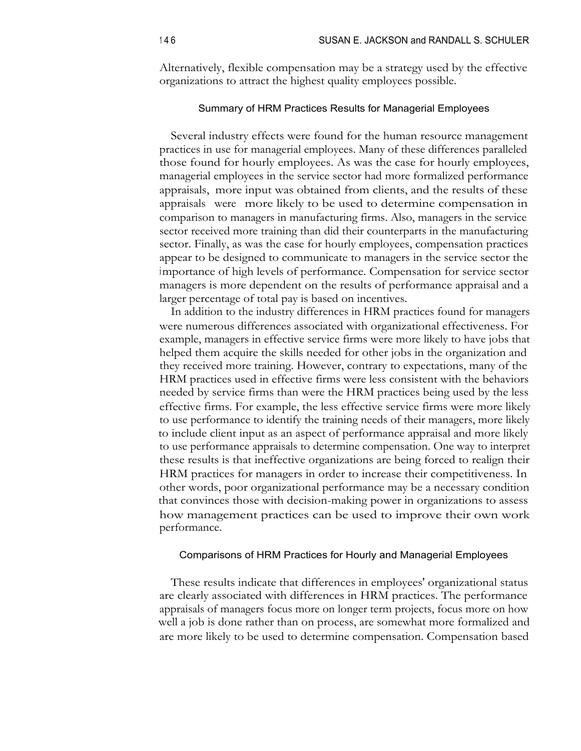Alternatively, flexible compensation may be a strategy used by the effective organizations to attract the highest quality employees possible.

### Summary of HRM Practices Results for Managerial Employees

Several industry effects were found for the human resource management practices in use for managerial employees. Many of these differences paralleled those found for hourly employees. As was the case for hourly employees, managerial employees in the service sector had more formalized performance appraisals, more input was obtained from clients, and the results of these appraisals were more likely to be used to determine compensation in comparison to managers in manufacturing firms. Also, managers in the service sector received more training than did their counterparts in the manufacturing sector. Finally, as was the case for hourly employees, compensation practices appear to be designed to communicate to managers in the service sector the importance of high levels of performance. Compensation for service sector managers is more dependent on the results of performance appraisal and a larger percentage of total pay is based on incentives.

In addition to the industry differences in HRM practices found for managers were numerous differences associated with organizational effectiveness. For example, managers in effective service firms were more likely to have jobs that helped them acquire the skills needed for other jobs in the organization and they received more training. However, contrary to expectations, many of the HRM practices used in effective firms were less consistent with the behaviors needed by service firms than were the HRM practices being used by the less effective firms. For example, the less effective service firms were more likely to use performance to identify the training needs of their managers, more likely to include client input as an aspect of performance appraisal and more likely to use performance appraisals to determine compensation. One way to interpret these results is that ineffective organizations are being forced to realign their HRM practices for managers in order to increase their competitiveness. In other words, poor organizational performance may be a necessary condition that convinces those with decision-making power in organizations to assess how management practices can be used to improve their own work performance.

### Comparisons of HRM Practices for Hourly and Managerial Employees

These results indicate that differences in employees' organizational status are clearly associated with differences in HRM practices. The performance appraisals of managers focus more on longer term projects, focus more on how well a job is done rather than on process, are somewhat more formalized and are more likely to be used to determine compensation. Compensation based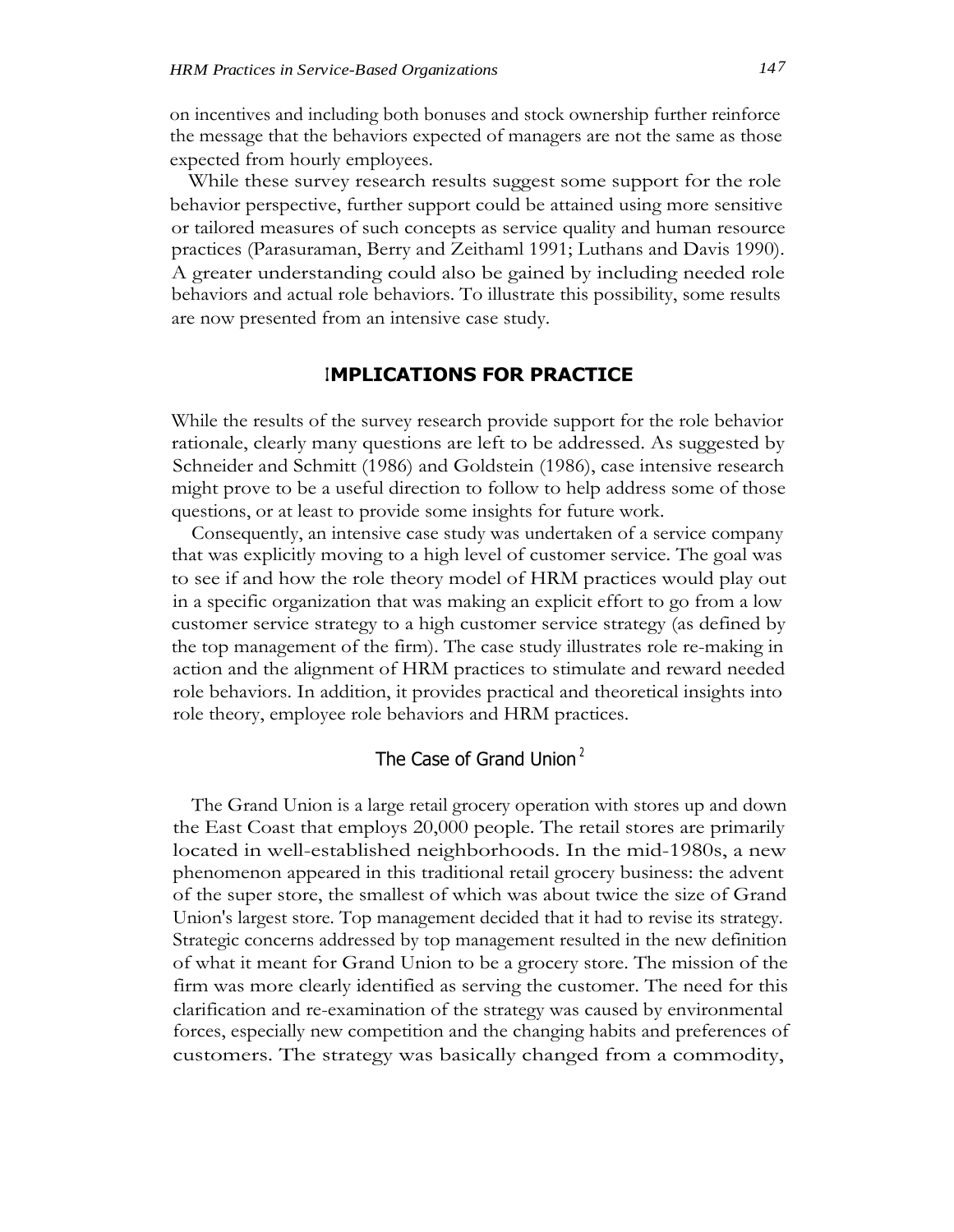on incentives and including both bonuses and stock ownership further reinforce the message that the behaviors expected of managers are not the same as those expected from hourly employees.

While these survey research results suggest some support for the role behavior perspective, further support could be attained using more sensitive or tailored measures of such concepts as service quality and human resource practices (Parasuraman, Berry and Zeithaml 1991; Luthans and Davis 1990). A greater understanding could also be gained by including needed role behaviors and actual role behaviors. To illustrate this possibility, some results are now presented from an intensive case study.

## IMPLICATIONS FOR PRACTICE

While the results of the survey research provide support for the role behavior rationale, clearly many questions are left to be addressed. As suggested by Schneider and Schmitt (1986) and Goldstein (1986), case intensive research might prove to be a useful direction to follow to help address some of those questions, or at least to provide some insights for future work.

Consequently, an intensive case study was undertaken of a service company that was explicitly moving to a high level of customer service. The goal was to see if and how the role theory model of HRM practices would play out in a specific organization that was making an explicit effort to go from a low customer service strategy to a high customer service strategy (as defined by the top management of the firm). The case study illustrates role re-making in action and the alignment of HRM practices to stimulate and reward needed role behaviors. In addition, it provides practical and theoretical insights into role theory, employee role behaviors and HRM practices.

### The Case of Grand Union [2]

The Grand Union is a large retail grocery operation with stores up and down the East Coast that employs 20,000 people. The retail stores are primarily located in well-established neighborhoods. In the mid-1980s, a new phenomenon appeared in this traditional retail grocery business: the advent of the super store, the smallest of which was about twice the size of Grand Union's largest store. Top management decided that it had to revise its strategy. Strategic concerns addressed by top management resulted in the new definition of what it meant for Grand Union to be a grocery store. The mission of the firm was more clearly identified as serving the customer. The need for this clarification and re-examination of the strategy was caused by environmental forces, especially new competition and the changing habits and preferences of customers. The strategy was basically changed from a commodity,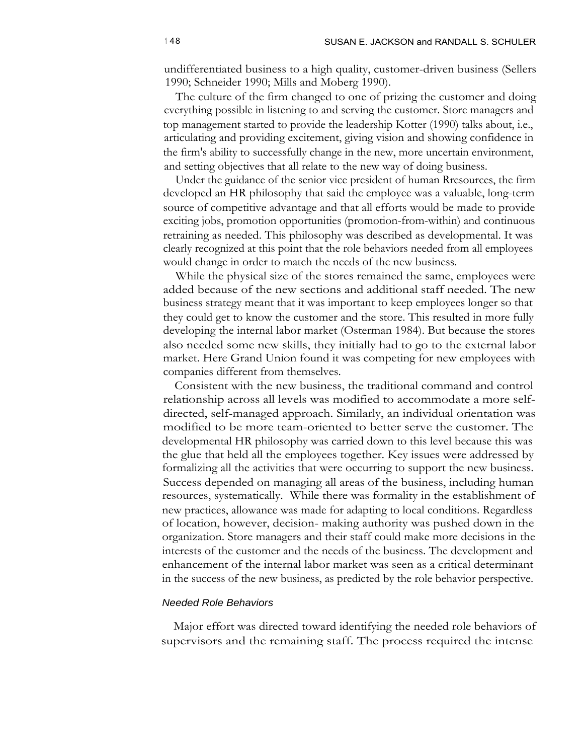undifferentiated business to a high quality, customer-driven business (Sellers 1990; Schneider 1990; Mills and Moberg 1990).

The culture of the firm changed to one of prizing the customer and doing everything possible in listening to and serving the customer. Store managers and top management started to provide the leadership Kotter (1990) talks about, i.e., articulating and providing excitement, giving vision and showing confidence in the firm's ability to successfully change in the new, more uncertain environment, and setting objectives that all relate to the new way of doing business.

Under the guidance of the senior vice president of human Rresources, the firm developed an HR philosophy that said the employee was a valuable, long-term source of competitive advantage and that all efforts would be made to provide exciting jobs, promotion opportunities (promotion-from-within) and continuous retraining as needed. This philosophy was described as developmental. It was clearly recognized at this point that the role behaviors needed from all employees would change in order to match the needs of the new business.

While the physical size of the stores remained the same, employees were added because of the new sections and additional staff needed. The new business strategy meant that it was important to keep employees longer so that they could get to know the customer and the store. This resulted in more fully developing the internal labor market (Osterman 1984). But because the stores also needed some new skills, they initially had to go to the external labor market. Here Grand Union found it was competing for new employees with companies different from themselves.

Consistent with the new business, the traditional command and control relationship across all levels was modified to accommodate a more self-directed, self-managed approach. Similarly, an individual orientation was modified to be more team-oriented to better serve the customer. The developmental HR philosophy was carried down to this level because this was the glue that held all the employees together. Key issues were addressed by formalizing all the activities that were occurring to support the new business. Success depended on managing all areas of the business, including human resources, systematically. While there was formality in the establishment of new practices, allowance was made for adapting to local conditions. Regardless of location, however, decision- making authority was pushed down in the organization. Store managers and their staff could make more decisions in the interests of the customer and the needs of the business. The development and enhancement of the internal labor market was seen as a critical determinant in the success of the new business, as predicted by the role behavior perspective.

### *Needed Role Behaviors*

Major effort was directed toward identifying the needed role behaviors of supervisors and the remaining staff. The process required the intense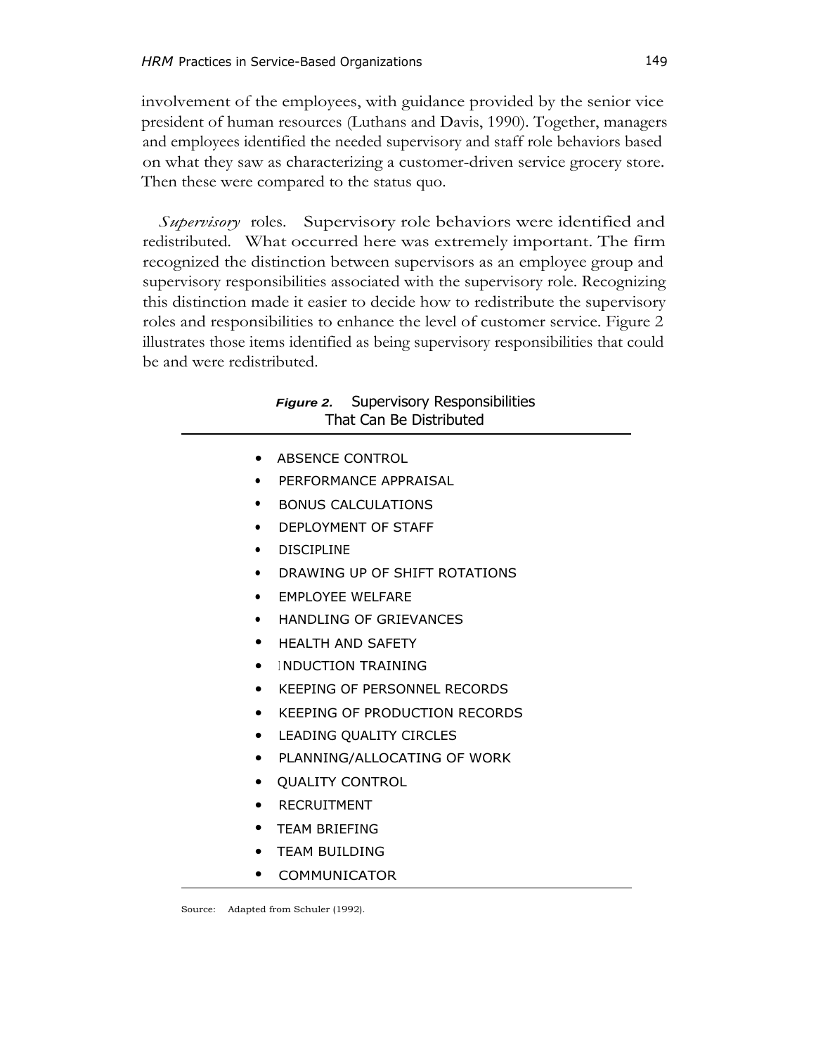involvement of the employees, with guidance provided by the senior vice president of human resources (Luthans and Davis, 1990). Together, managers and employees identified the needed supervisory and staff role behaviors based on what they saw as characterizing a customer-driven service grocery store. Then these were compared to the status quo.

*Supervisory* roles. Supervisory role behaviors were identified and redistributed. What occurred here was extremely important. The firm recognized the distinction between supervisors as an employee group and supervisory responsibilities associated with the supervisory role. Recognizing this distinction made it easier to decide how to redistribute the supervisory roles and responsibilities to enhance the level of customer service. Figure 2 illustrates those items identified as being supervisory responsibilities that could be and were redistributed.

***Figure 2.*** Supervisory Responsibilities That Can Be Distributed

- ABSENCE CONTROL
- PERFORMANCE APPRAISAL
- BONUS CALCULATIONS
- DEPLOYMENT OF STAFF
- DISCIPLINE
- DRAWING UP OF SHIFT ROTATIONS
- EMPLOYEE WELFARE
- HANDLING OF GRIEVANCES
- HEALTH AND SAFETY
- INDUCTION TRAINING
- KEEPING OF PERSONNEL RECORDS
- KEEPING OF PRODUCTION RECORDS
- LEADING QUALITY CIRCLES
- PLANNING/ALLOCATING OF WORK
- QUALITY CONTROL
- RECRUITMENT
- TEAM BRIEFING
- TEAM BUILDING
- COMMUNICATOR

Source: Adapted from Schuler (1992).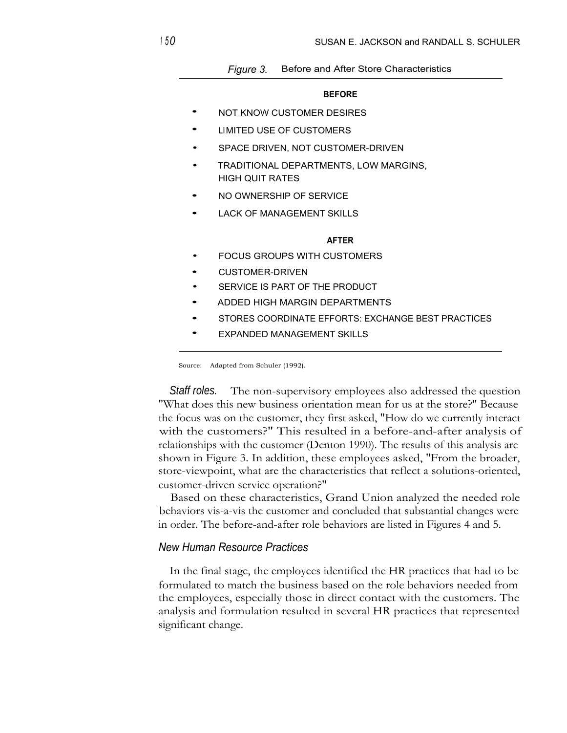*Figure 3.* Before and After Store Characteristics

**BEFORE**

- NOT KNOW CUSTOMER DESIRES
- LIMITED USE OF CUSTOMERS
- SPACE DRIVEN, NOT CUSTOMER-DRIVEN
- TRADITIONAL DEPARTMENTS, LOW MARGINS, HIGH QUIT RATES
- NO OWNERSHIP OF SERVICE
- LACK OF MANAGEMENT SKILLS

**AFTER**

- FOCUS GROUPS WITH CUSTOMERS
- CUSTOMER-DRIVEN
- SERVICE IS PART OF THE PRODUCT
- ADDED HIGH MARGIN DEPARTMENTS
- STORES COORDINATE EFFORTS: EXCHANGE BEST PRACTICES
- EXPANDED MANAGEMENT SKILLS

Source: Adapted from Schuler (1992).

*Staff roles.* The non-supervisory employees also addressed the question "What does this new business orientation mean for us at the store?" Because the focus was on the customer, they first asked, "How do we currently interact with the customers?" This resulted in a before-and-after analysis of relationships with the customer (Denton 1990). The results of this analysis are shown in Figure 3. In addition, these employees asked, "From the broader, store-viewpoint, what are the characteristics that reflect a solutions-oriented, customer-driven service operation?"

Based on these characteristics, Grand Union analyzed the needed role behaviors vis-a-vis the customer and concluded that substantial changes were in order. The before-and-after role behaviors are listed in Figures 4 and 5.

### *New Human Resource Practices*

In the final stage, the employees identified the HR practices that had to be formulated to match the business based on the role behaviors needed from the employees, especially those in direct contact with the customers. The analysis and formulation resulted in several HR practices that represented significant change.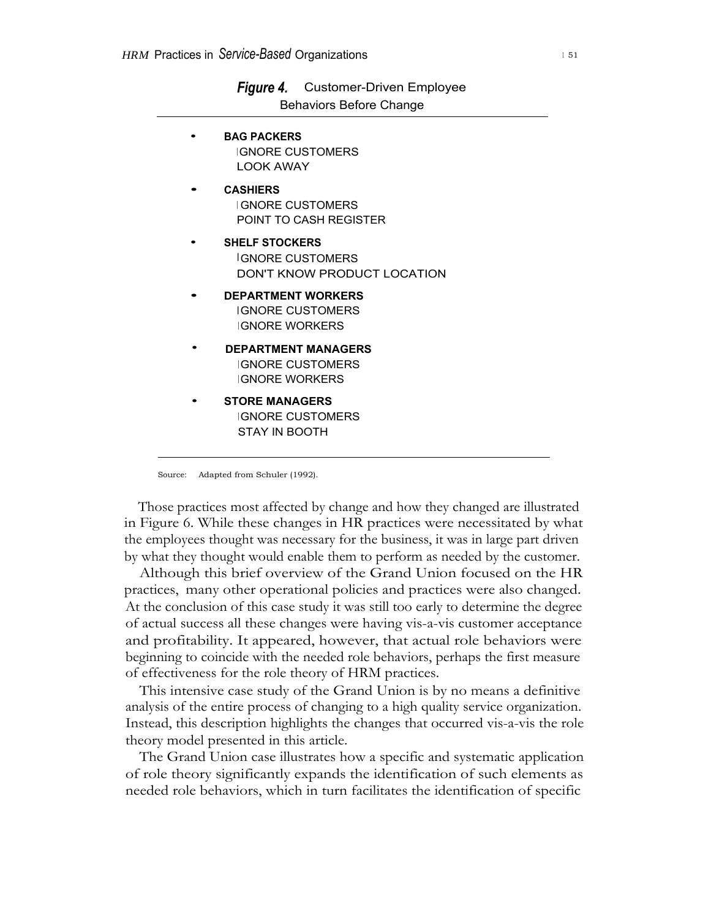***Figure 4.*** Customer-Driven Employee Behaviors Before Change

- **BAG PACKERS**
  IGNORE CUSTOMERS
  LOOK AWAY
- **CASHIERS**
  IGNORE CUSTOMERS
  POINT TO CASH REGISTER
- **SHELF STOCKERS**
  IGNORE CUSTOMERS
  DON'T KNOW PRODUCT LOCATION
- **DEPARTMENT WORKERS**
  IGNORE CUSTOMERS
  IGNORE WORKERS
- **DEPARTMENT MANAGERS**
  IGNORE CUSTOMERS
  IGNORE WORKERS
- **STORE MANAGERS**
  IGNORE CUSTOMERS
  STAY IN BOOTH

Source: Adapted from Schuler (1992).

Those practices most affected by change and how they changed are illustrated in Figure 6. While these changes in HR practices were necessitated by what the employees thought was necessary for the business, it was in large part driven by what they thought would enable them to perform as needed by the customer.

Although this brief overview of the Grand Union focused on the HR practices, many other operational policies and practices were also changed. At the conclusion of this case study it was still too early to determine the degree of actual success all these changes were having vis-a-vis customer acceptance and profitability. It appeared, however, that actual role behaviors were beginning to coincide with the needed role behaviors, perhaps the first measure of effectiveness for the role theory of HRM practices.

This intensive case study of the Grand Union is by no means a definitive analysis of the entire process of changing to a high quality service organization. Instead, this description highlights the changes that occurred vis-a-vis the role theory model presented in this article.

The Grand Union case illustrates how a specific and systematic application of role theory significantly expands the identification of such elements as needed role behaviors, which in turn facilitates the identification of specific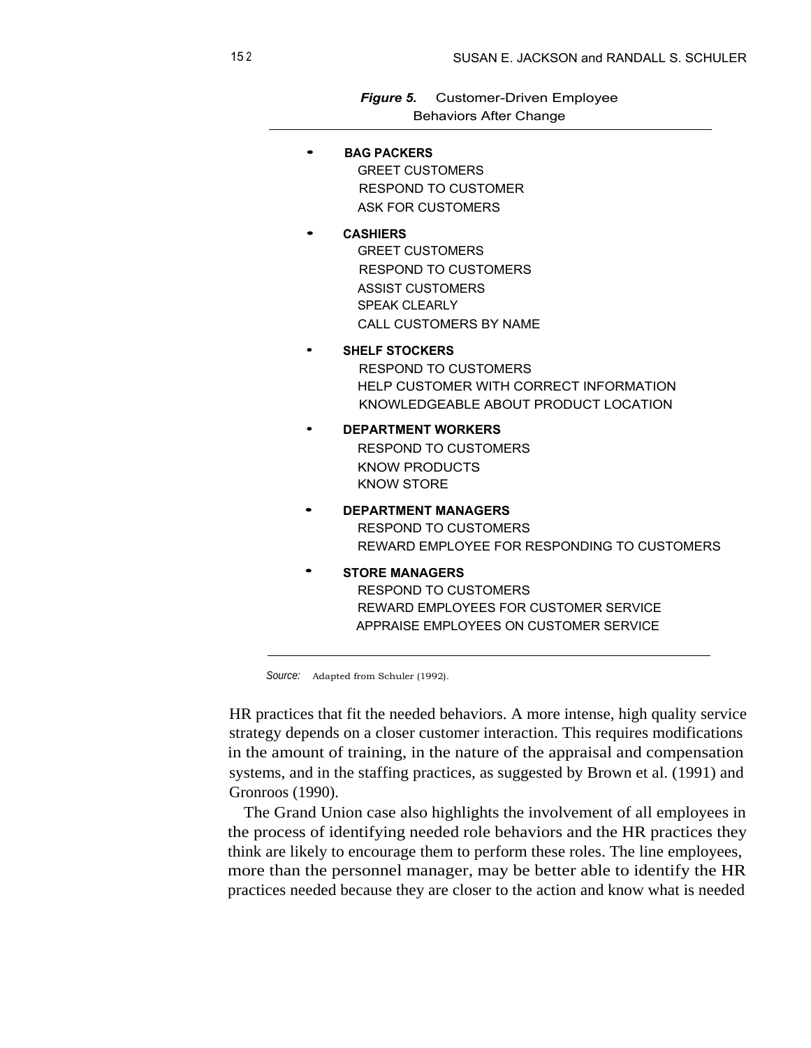***Figure 5.*** Customer-Driven Employee Behaviors After Change

- **BAG PACKERS**
  - GREET CUSTOMERS
  - RESPOND TO CUSTOMER
  - ASK FOR CUSTOMERS
- **CASHIERS**
  - GREET CUSTOMERS
  - RESPOND TO CUSTOMERS
  - ASSIST CUSTOMERS
  - SPEAK CLEARLY
  - CALL CUSTOMERS BY NAME
- **SHELF STOCKERS**
  - RESPOND TO CUSTOMERS
  - HELP CUSTOMER WITH CORRECT INFORMATION
  - KNOWLEDGEABLE ABOUT PRODUCT LOCATION
- **DEPARTMENT WORKERS**
  - RESPOND TO CUSTOMERS
  - KNOW PRODUCTS
  - KNOW STORE
- **DEPARTMENT MANAGERS**
  - RESPOND TO CUSTOMERS
  - REWARD EMPLOYEE FOR RESPONDING TO CUSTOMERS
- **STORE MANAGERS**
  - RESPOND TO CUSTOMERS
  - REWARD EMPLOYEES FOR CUSTOMER SERVICE
  - APPRAISE EMPLOYEES ON CUSTOMER SERVICE

*Source:* Adapted from Schuler (1992).

HR practices that fit the needed behaviors. A more intense, high quality service strategy depends on a closer customer interaction. This requires modifications in the amount of training, in the nature of the appraisal and compensation systems, and in the staffing practices, as suggested by Brown et al. (1991) and Gronroos (1990).

The Grand Union case also highlights the involvement of all employees in the process of identifying needed role behaviors and the HR practices they think are likely to encourage them to perform these roles. The line employees, more than the personnel manager, may be better able to identify the HR practices needed because they are closer to the action and know what is needed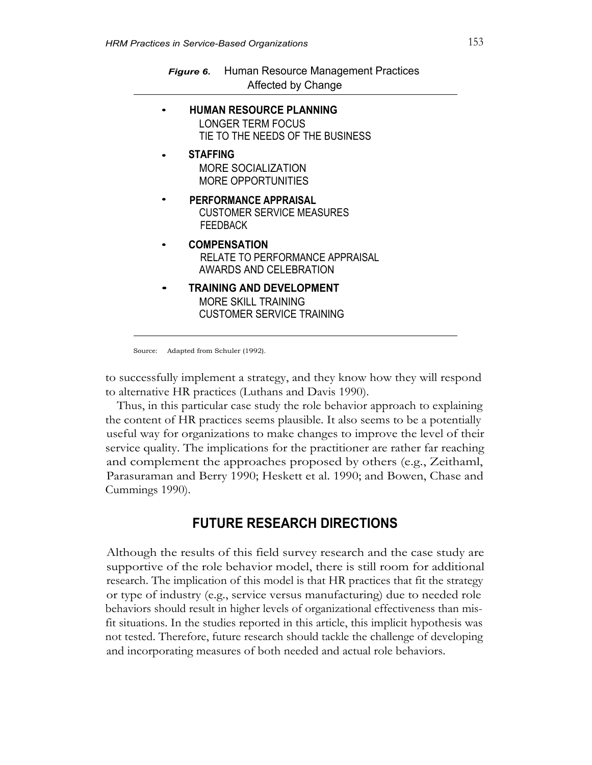***Figure 6.*** Human Resource Management Practices Affected by Change

- **HUMAN RESOURCE PLANNING**
  - LONGER TERM FOCUS
  - TIE TO THE NEEDS OF THE BUSINESS
- **STAFFING**
  - MORE SOCIALIZATION
  - MORE OPPORTUNITIES
- **PERFORMANCE APPRAISAL**
  - CUSTOMER SERVICE MEASURES
  - FEEDBACK
- **COMPENSATION**
  - RELATE TO PERFORMANCE APPRAISAL
  - AWARDS AND CELEBRATION
- **TRAINING AND DEVELOPMENT**
  - MORE SKILL TRAINING
  - CUSTOMER SERVICE TRAINING

Source: Adapted from Schuler (1992).

to successfully implement a strategy, and they know how they will respond to alternative HR practices (Luthans and Davis 1990).

Thus, in this particular case study the role behavior approach to explaining the content of HR practices seems plausible. It also seems to be a potentially useful way for organizations to make changes to improve the level of their service quality. The implications for the practitioner are rather far reaching and complement the approaches proposed by others (e.g., Zeithaml, Parasuraman and Berry 1990; Heskett et al. 1990; and Bowen, Chase and Cummings 1990).

## FUTURE RESEARCH DIRECTIONS

Although the results of this field survey research and the case study are supportive of the role behavior model, there is still room for additional research. The implication of this model is that HR practices that fit the strategy or type of industry (e.g., service versus manufacturing) due to needed role behaviors should result in higher levels of organizational effectiveness than mis-fit situations. In the studies reported in this article, this implicit hypothesis was not tested. Therefore, future research should tackle the challenge of developing and incorporating measures of both needed and actual role behaviors.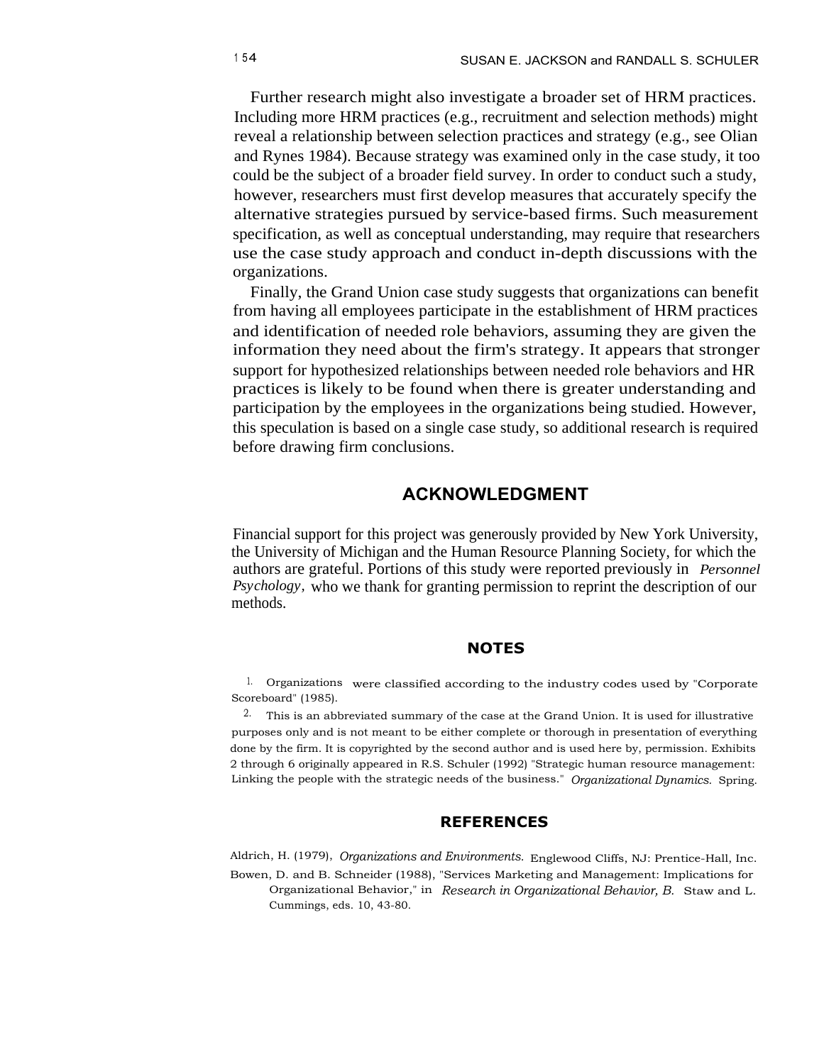Further research might also investigate a broader set of HRM practices. Including more HRM practices (e.g., recruitment and selection methods) might reveal a relationship between selection practices and strategy (e.g., see Olian and Rynes 1984). Because strategy was examined only in the case study, it too could be the subject of a broader field survey. In order to conduct such a study, however, researchers must first develop measures that accurately specify the alternative strategies pursued by service-based firms. Such measurement specification, as well as conceptual understanding, may require that researchers use the case study approach and conduct in-depth discussions with the organizations.

Finally, the Grand Union case study suggests that organizations can benefit from having all employees participate in the establishment of HRM practices and identification of needed role behaviors, assuming they are given the information they need about the firm's strategy. It appears that stronger support for hypothesized relationships between needed role behaviors and HR practices is likely to be found when there is greater understanding and participation by the employees in the organizations being studied. However, this speculation is based on a single case study, so additional research is required before drawing firm conclusions.

## ACKNOWLEDGMENT

Financial support for this project was generously provided by New York University, the University of Michigan and the Human Resource Planning Society, for which the authors are grateful. Portions of this study were reported previously in *Personnel Psychology*, who we thank for granting permission to reprint the description of our methods.

## NOTES

1. Organizations were classified according to the industry codes used by "Corporate Scoreboard" (1985).

2. This is an abbreviated summary of the case at the Grand Union. It is used for illustrative purposes only and is not meant to be either complete or thorough in presentation of everything done by the firm. It is copyrighted by the second author and is used here by, permission. Exhibits 2 through 6 originally appeared in R.S. Schuler (1992) "Strategic human resource management: Linking the people with the strategic needs of the business." *Organizational Dynamics.* Spring.

## REFERENCES

Aldrich, H. (1979), *Organizations and Environments.* Englewood Cliffs, NJ: Prentice-Hall, Inc.

Bowen, D. and B. Schneider (1988), "Services Marketing and Management: Implications for Organizational Behavior," in *Research in Organizational Behavior, B.* Staw and L. Cummings, eds. 10, 43-80.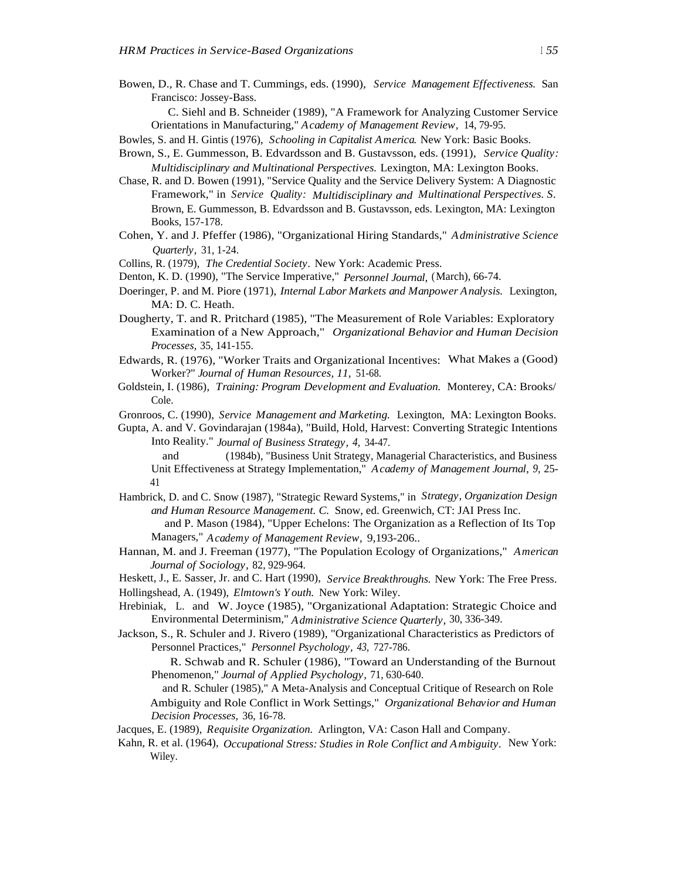Bowen, D., R. Chase and T. Cummings, eds. (1990), *Service Management Effectiveness.* San Francisco: Jossey-Bass.

C. Siehl and B. Schneider (1989), "A Framework for Analyzing Customer Service Orientations in Manufacturing," *Academy of Management Review*, 14, 79-95.

Bowles, S. and H. Gintis (1976), *Schooling in Capitalist America.* New York: Basic Books.

Brown, S., E. Gummesson, B. Edvardsson and B. Gustavsson, eds. (1991), *Service Quality: Multidisciplinary and Multinational Perspectives.* Lexington, MA: Lexington Books.

Chase, R. and D. Bowen (1991), "Service Quality and the Service Delivery System: A Diagnostic Framework," in *Service Quality: Multidisciplinary and Multinational Perspectives. S.* Brown, E. Gummesson, B. Edvardsson and B. Gustavsson, eds. Lexington, MA: Lexington Books, 157-178.

Cohen, Y. and J. Pfeffer (1986), "Organizational Hiring Standards," *Administrative Science Quarterly*, 31, 1-24.

Collins, R. (1979), *The Credential Society*. New York: Academic Press.

Denton, K. D. (1990), "The Service Imperative," *Personnel Journal*, (March), 66-74.

Doeringer, P. and M. Piore (1971), *Internal Labor Markets and Manpower Analysis.* Lexington, MA: D. C. Heath.

Dougherty, T. and R. Pritchard (1985), "The Measurement of Role Variables: Exploratory Examination of a New Approach," *Organizational Behavior and Human Decision Processes*, 35, 141-155.

Edwards, R. (1976), "Worker Traits and Organizational Incentives: What Makes a (Good) Worker?" *Journal of Human Resources, 11,* 51-68.

Goldstein, I. (1986), *Training: Program Development and Evaluation.* Monterey, CA: Brooks/ Cole.

Gronroos, C. (1990), *Service Management and Marketing.* Lexington, MA: Lexington Books.

Gupta, A. and V. Govindarajan (1984a), "Build, Hold, Harvest: Converting Strategic Intentions Into Reality." *Journal of Business Strategy, 4,* 34-47.

and (1984b), "Business Unit Strategy, Managerial Characteristics, and Business Unit Effectiveness at Strategy Implementation," *Academy of Management Journal, 9,* 25-41

Hambrick, D. and C. Snow (1987), "Strategic Reward Systems," in *Strategy, Organization Design and Human Resource Management. C.* Snow, ed. Greenwich, CT: JAI Press Inc.

and P. Mason (1984), "Upper Echelons: The Organization as a Reflection of Its Top Managers," *Academy of Management Review*, 9,193-206..

Hannan, M. and J. Freeman (1977), "The Population Ecology of Organizations," *American Journal of Sociology*, 82, 929-964.

Heskett, J., E. Sasser, Jr. and C. Hart (1990), *Service Breakthroughs.* New York: The Free Press.

Hollingshead, A. (1949), *Elmtown's Youth.* New York: Wiley.

Hrebiniak, L. and W. Joyce (1985), "Organizational Adaptation: Strategic Choice and Environmental Determinism," *Administrative Science Quarterly*, 30, 336-349.

Jackson, S., R. Schuler and J. Rivero (1989), "Organizational Characteristics as Predictors of Personnel Practices," *Personnel Psychology*, *43,* 727-786.

R. Schwab and R. Schuler (1986), "Toward an Understanding of the Burnout Phenomenon," *Journal of Applied Psychology*, 71, 630-640.

and R. Schuler (1985)," A Meta-Analysis and Conceptual Critique of Research on Role Ambiguity and Role Conflict in Work Settings," *Organizational Behavior and Human Decision Processes*, 36, 16-78.

Jacques, E. (1989), *Requisite Organization.* Arlington, VA: Cason Hall and Company.

Kahn, R. et al. (1964), *Occupational Stress: Studies in Role Conflict and Ambiguity*. New York: Wiley.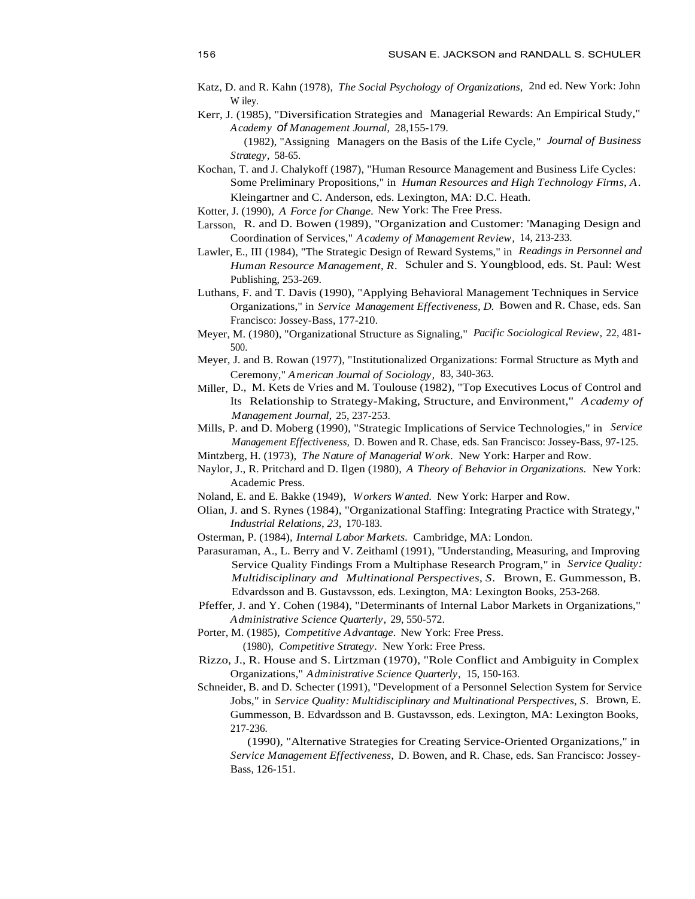Katz, D. and R. Kahn (1978), *The Social Psychology of Organizations,* 2nd ed. New York: John Wiley.

Kerr, J. (1985), "Diversification Strategies and Managerial Rewards: An Empirical Study," *Academy of Management Journal,* 28,155-179.

(1982), "Assigning Managers on the Basis of the Life Cycle," *Journal of Business Strategy,* 58-65.

Kochan, T. and J. Chalykoff (1987), "Human Resource Management and Business Life Cycles: Some Preliminary Propositions," in *Human Resources and High Technology Firms, A.* Kleingartner and C. Anderson, eds. Lexington, MA: D.C. Heath.

Kotter, J. (1990), *A Force for Change.* New York: The Free Press.

Larsson, R. and D. Bowen (1989), "Organization and Customer: 'Managing Design and Coordination of Services," *Academy of Management Review,* 14, 213-233.

Lawler, E., III (1984), "The Strategic Design of Reward Systems," in *Readings in Personnel and Human Resource Management, R.* Schuler and S. Youngblood, eds. St. Paul: West Publishing, 253-269.

Luthans, F. and T. Davis (1990), "Applying Behavioral Management Techniques in Service Organizations," in *Service Management Effectiveness, D.* Bowen and R. Chase, eds. San Francisco: Jossey-Bass, 177-210.

Meyer, M. (1980), "Organizational Structure as Signaling," *Pacific Sociological Review,* 22, 481-500.

Meyer, J. and B. Rowan (1977), "Institutionalized Organizations: Formal Structure as Myth and Ceremony," *American Journal of Sociology,* 83, 340-363.

Miller, D., M. Kets de Vries and M. Toulouse (1982), "Top Executives Locus of Control and Its Relationship to Strategy-Making, Structure, and Environment," *Academy of Management Journal,* 25, 237-253.

Mills, P. and D. Moberg (1990), "Strategic Implications of Service Technologies," in *Service Management Effectiveness,* D. Bowen and R. Chase, eds. San Francisco: Jossey-Bass, 97-125.

Mintzberg, H. (1973), *The Nature of Managerial Work.* New York: Harper and Row.

Naylor, J., R. Pritchard and D. Ilgen (1980), *A Theory of Behavior in Organizations.* New York: Academic Press.

Noland, E. and E. Bakke (1949), *Workers Wanted.* New York: Harper and Row.

Olian, J. and S. Rynes (1984), "Organizational Staffing: Integrating Practice with Strategy," *Industrial Relations, 23,* 170-183.

Osterman, P. (1984), *Internal Labor Markets.* Cambridge, MA: London.

Parasuraman, A., L. Berry and V. Zeithaml (1991), "Understanding, Measuring, and Improving Service Quality Findings From a Multiphase Research Program," in *Service Quality: Multidisciplinary and Multinational Perspectives, S.* Brown, E. Gummesson, B. Edvardsson and B. Gustavsson, eds. Lexington, MA: Lexington Books, 253-268.

Pfeffer, J. and Y. Cohen (1984), "Determinants of Internal Labor Markets in Organizations," *Administrative Science Quarterly,* 29, 550-572.

Porter, M. (1985), *Competitive Advantage.* New York: Free Press.

(1980), *Competitive Strategy.* New York: Free Press.

Rizzo, J., R. House and S. Lirtzman (1970), "Role Conflict and Ambiguity in Complex Organizations," *Administrative Science Quarterly,* 15, 150-163.

Schneider, B. and D. Schecter (1991), "Development of a Personnel Selection System for Service Jobs," in *Service Quality: Multidisciplinary and Multinational Perspectives, S.* Brown, E. Gummesson, B. Edvardsson and B. Gustavsson, eds. Lexington, MA: Lexington Books, 217-236.

(1990), "Alternative Strategies for Creating Service-Oriented Organizations," in *Service Management Effectiveness,* D. Bowen, and R. Chase, eds. San Francisco: Jossey-Bass, 126-151.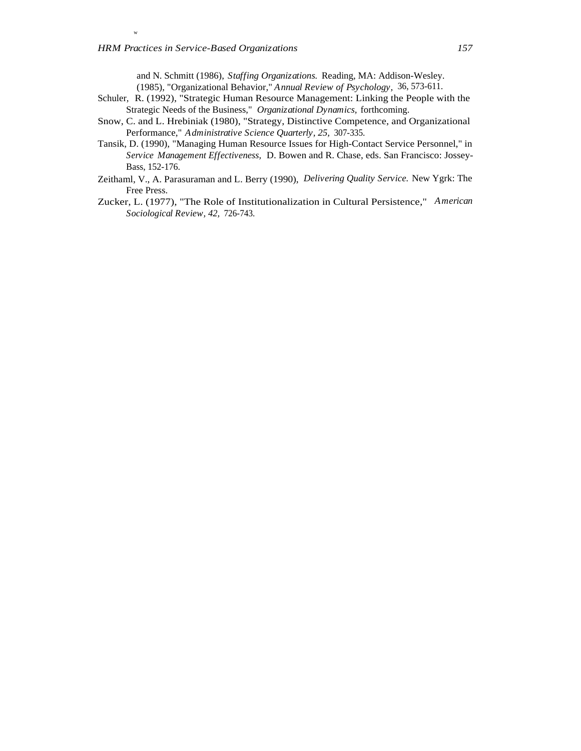and N. Schmitt (1986), *Staffing Organizations.* Reading, MA: Addison-Wesley.

(1985), "Organizational Behavior," *Annual Review of Psychology,* 36, 573-611.

Schuler, R. (1992), "Strategic Human Resource Management: Linking the People with the Strategic Needs of the Business," *Organizational Dynamics,* forthcoming.

Snow, C. and L. Hrebiniak (1980), "Strategy, Distinctive Competence, and Organizational Performance," *Administrative Science Quarterly, 25,* 307-335.

Tansik, D. (1990), "Managing Human Resource Issues for High-Contact Service Personnel," in *Service Management Effectiveness,* D. Bowen and R. Chase, eds. San Francisco: Jossey-Bass, 152-176.

Zeithaml, V., A. Parasuraman and L. Berry (1990), *Delivering Quality Service.* New Ygrk: The Free Press.

Zucker, L. (1977), "The Role of Institutionalization in Cultural Persistence," *American Sociological Review, 42,* 726-743.